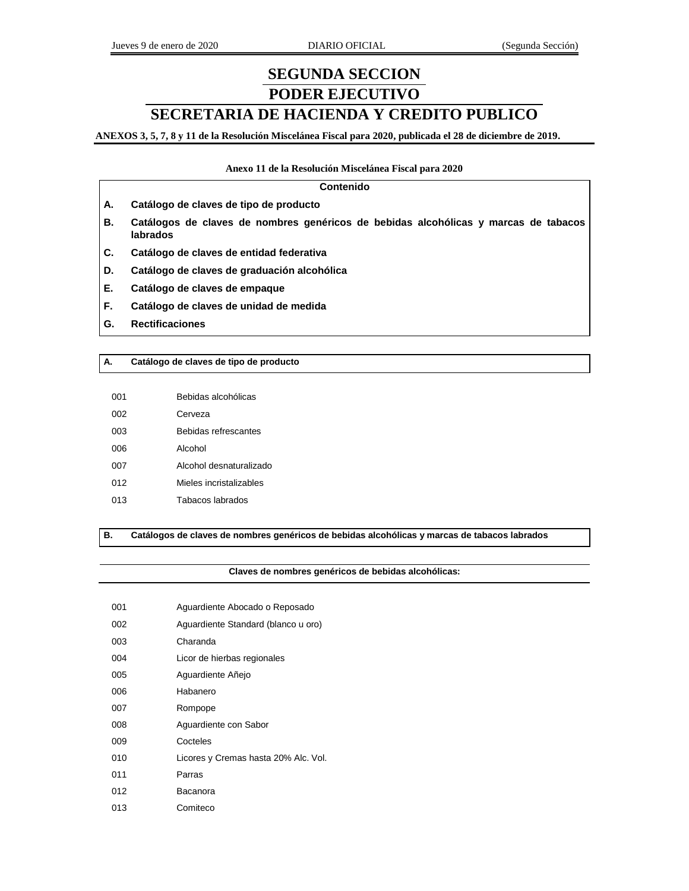# SEGUNDA SECCION

# PODER EJECUTIVO

# SECRETARIA DE HACIENDA Y CREDITO PUBLICO

**ANEXOS 3, 5, 7, 8 y 11 de la Resolución Miscelánea Fiscal para 2020, publicada el 28 de diciembre de 2019.**

**Anexo 11 de la Resolución Miscelánea Fiscal para 2020**

**Contenido**

- **A. Catálogo de claves de tipo de producto**
- **B. Catálogos de claves de nombres genéricos de bebidas alcohólicas y marcas de tabacos labrados**
- **C. Catálogo de claves de entidad federativa**
- **D. Catálogo de claves de graduación alcohólica**
- **E. Catálogo de claves de empaque**
- **F. Catálogo de claves de unidad de medida**
- **G. Rectificaciones**

## A. Catálogo de claves de tipo de producto

| | |
|---|---|
| 001 | Bebidas alcohólicas |
| 002 | Cerveza |
| 003 | Bebidas refrescantes |
| 006 | Alcohol |
| 007 | Alcohol desnaturalizado |
| 012 | Mieles incristalizables |
| 013 | Tabacos labrados |

## B. Catálogos de claves de nombres genéricos de bebidas alcohólicas y marcas de tabacos labrados

**Claves de nombres genéricos de bebidas alcohólicas:**

| | |
|---|---|
| 001 | Aguardiente Abocado o Reposado |
| 002 | Aguardiente Standard (blanco u oro) |
| 003 | Charanda |
| 004 | Licor de hierbas regionales |
| 005 | Aguardiente Añejo |
| 006 | Habanero |
| 007 | Rompope |
| 008 | Aguardiente con Sabor |
| 009 | Cocteles |
| 010 | Licores y Cremas hasta 20% Alc. Vol. |
| 011 | Parras |
| 012 | Bacanora |
| 013 | Comiteco |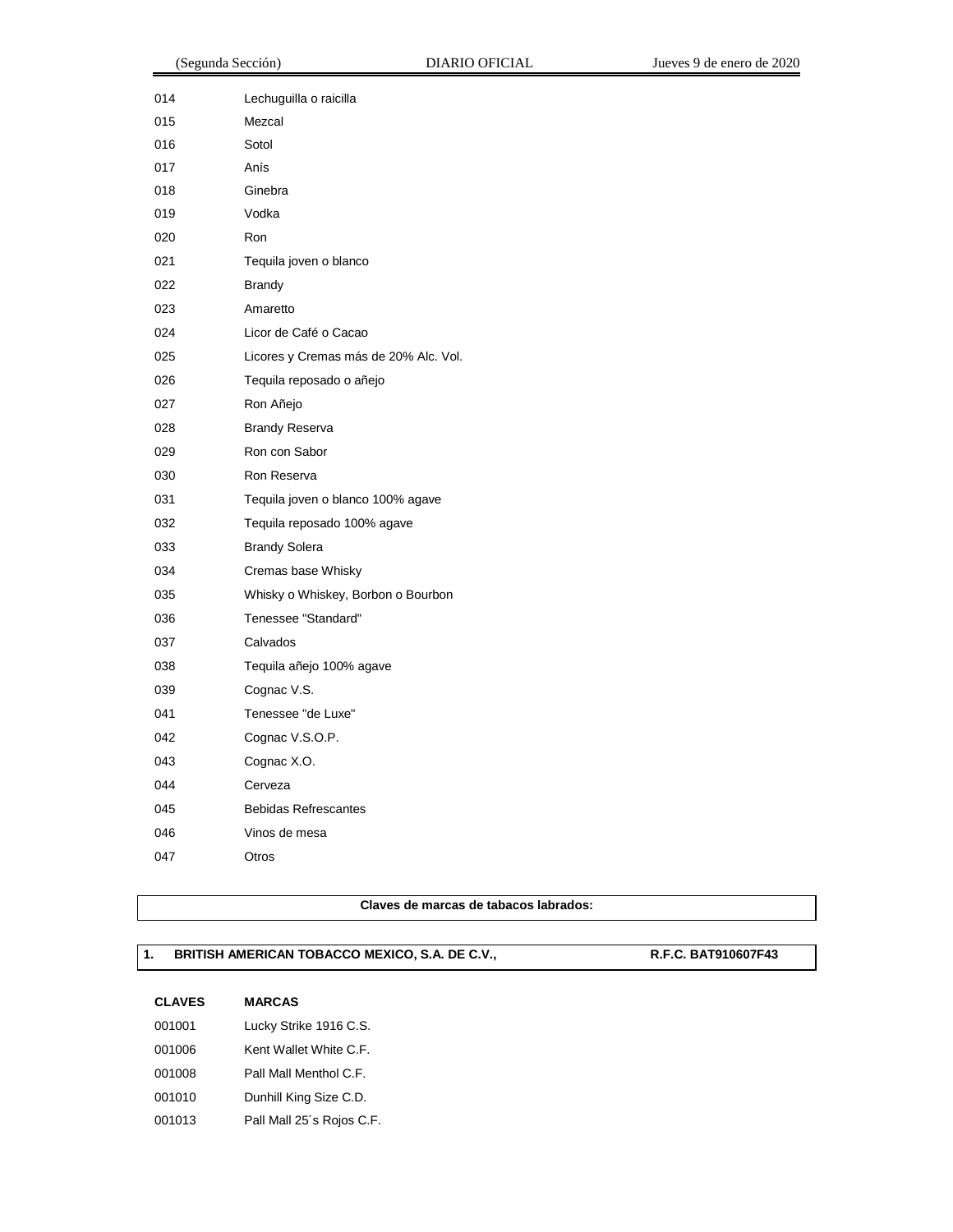| | |
|---|---|
| 014 | Lechuguilla o raicilla |
| 015 | Mezcal |
| 016 | Sotol |
| 017 | Anís |
| 018 | Ginebra |
| 019 | Vodka |
| 020 | Ron |
| 021 | Tequila joven o blanco |
| 022 | Brandy |
| 023 | Amaretto |
| 024 | Licor de Café o Cacao |
| 025 | Licores y Cremas más de 20% Alc. Vol. |
| 026 | Tequila reposado o añejo |
| 027 | Ron Añejo |
| 028 | Brandy Reserva |
| 029 | Ron con Sabor |
| 030 | Ron Reserva |
| 031 | Tequila joven o blanco 100% agave |
| 032 | Tequila reposado 100% agave |
| 033 | Brandy Solera |
| 034 | Cremas base Whisky |
| 035 | Whisky o Whiskey, Borbon o Bourbon |
| 036 | Tenessee "Standard" |
| 037 | Calvados |
| 038 | Tequila añejo 100% agave |
| 039 | Cognac V.S. |
| 041 | Tenessee "de Luxe" |
| 042 | Cognac V.S.O.P. |
| 043 | Cognac X.O. |
| 044 | Cerveza |
| 045 | Bebidas Refrescantes |
| 046 | Vinos de mesa |
| 047 | Otros |

**Claves de marcas de tabacos labrados:**

**1. BRITISH AMERICAN TOBACCO MEXICO, S.A. DE C.V., R.F.C. BAT910607F43**

| CLAVES | MARCAS |
|---|---|
| 001001 | Lucky Strike 1916 C.S. |
| 001006 | Kent Wallet White C.F. |
| 001008 | Pall Mall Menthol C.F. |
| 001010 | Dunhill King Size C.D. |
| 001013 | Pall Mall 25´s Rojos C.F. |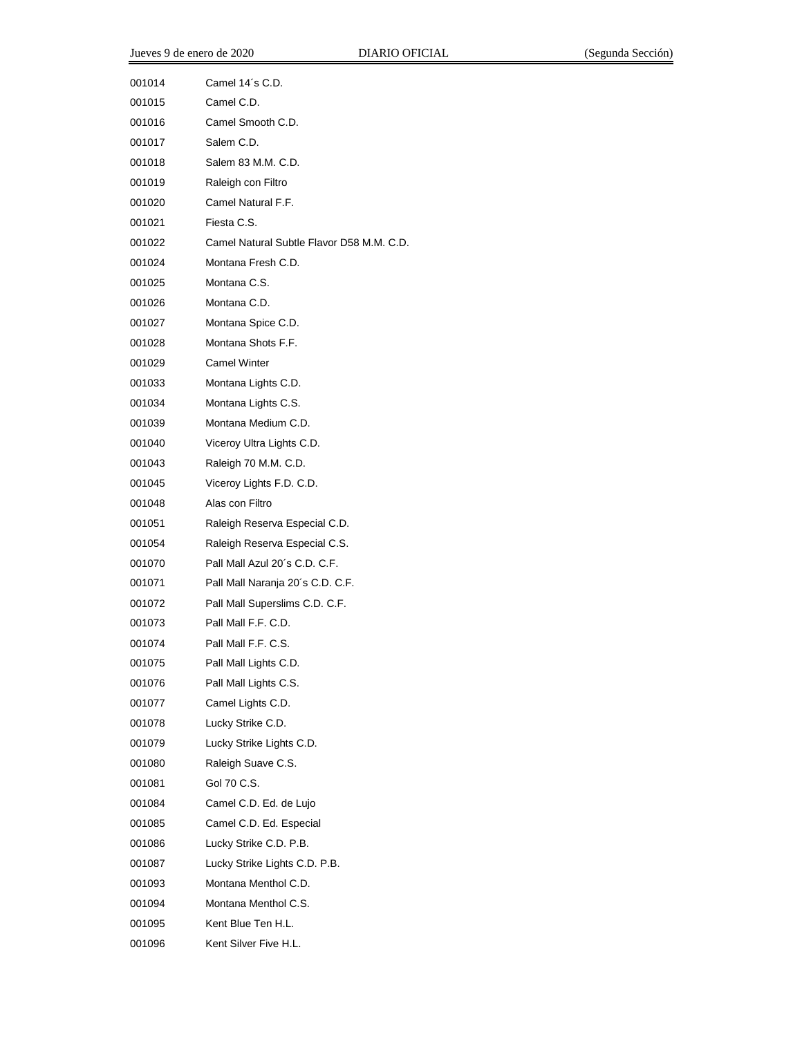| | |
|---|---|
| 001014 | Camel 14´s C.D. |
| 001015 | Camel C.D. |
| 001016 | Camel Smooth C.D. |
| 001017 | Salem C.D. |
| 001018 | Salem 83 M.M. C.D. |
| 001019 | Raleigh con Filtro |
| 001020 | Camel Natural F.F. |
| 001021 | Fiesta C.S. |
| 001022 | Camel Natural Subtle Flavor D58 M.M. C.D. |
| 001024 | Montana Fresh C.D. |
| 001025 | Montana C.S. |
| 001026 | Montana C.D. |
| 001027 | Montana Spice C.D. |
| 001028 | Montana Shots F.F. |
| 001029 | Camel Winter |
| 001033 | Montana Lights C.D. |
| 001034 | Montana Lights C.S. |
| 001039 | Montana Medium C.D. |
| 001040 | Viceroy Ultra Lights C.D. |
| 001043 | Raleigh 70 M.M. C.D. |
| 001045 | Viceroy Lights F.D. C.D. |
| 001048 | Alas con Filtro |
| 001051 | Raleigh Reserva Especial C.D. |
| 001054 | Raleigh Reserva Especial C.S. |
| 001070 | Pall Mall Azul 20´s C.D. C.F. |
| 001071 | Pall Mall Naranja 20´s C.D. C.F. |
| 001072 | Pall Mall Superslims C.D. C.F. |
| 001073 | Pall Mall F.F. C.D. |
| 001074 | Pall Mall F.F. C.S. |
| 001075 | Pall Mall Lights C.D. |
| 001076 | Pall Mall Lights C.S. |
| 001077 | Camel Lights C.D. |
| 001078 | Lucky Strike C.D. |
| 001079 | Lucky Strike Lights C.D. |
| 001080 | Raleigh Suave C.S. |
| 001081 | Gol 70 C.S. |
| 001084 | Camel C.D. Ed. de Lujo |
| 001085 | Camel C.D. Ed. Especial |
| 001086 | Lucky Strike C.D. P.B. |
| 001087 | Lucky Strike Lights C.D. P.B. |
| 001093 | Montana Menthol C.D. |
| 001094 | Montana Menthol C.S. |
| 001095 | Kent Blue Ten H.L. |
| 001096 | Kent Silver Five H.L. |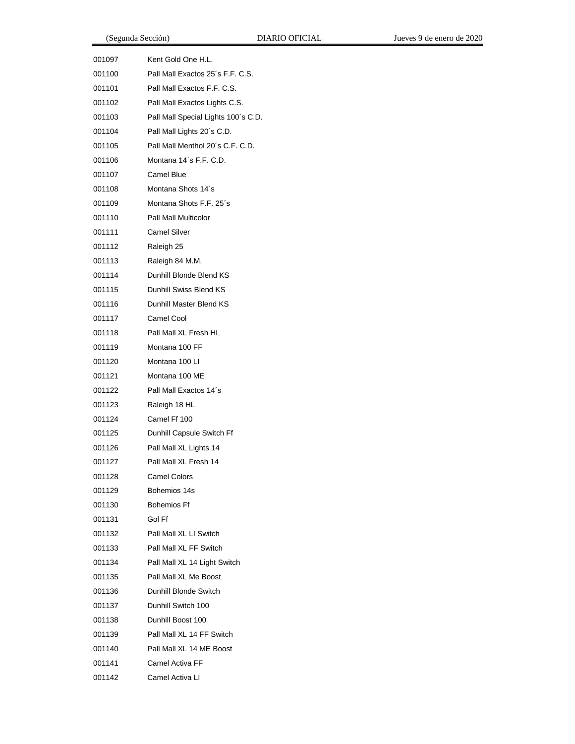| | |
|---|---|
| 001097 | Kent Gold One H.L. |
| 001100 | Pall Mall Exactos 25´s F.F. C.S. |
| 001101 | Pall Mall Exactos F.F. C.S. |
| 001102 | Pall Mall Exactos Lights C.S. |
| 001103 | Pall Mall Special Lights 100´s C.D. |
| 001104 | Pall Mall Lights 20´s C.D. |
| 001105 | Pall Mall Menthol 20´s C.F. C.D. |
| 001106 | Montana 14´s F.F. C.D. |
| 001107 | Camel Blue |
| 001108 | Montana Shots 14´s |
| 001109 | Montana Shots F.F. 25´s |
| 001110 | Pall Mall Multicolor |
| 001111 | Camel Silver |
| 001112 | Raleigh 25 |
| 001113 | Raleigh 84 M.M. |
| 001114 | Dunhill Blonde Blend KS |
| 001115 | Dunhill Swiss Blend KS |
| 001116 | Dunhill Master Blend KS |
| 001117 | Camel Cool |
| 001118 | Pall Mall XL Fresh HL |
| 001119 | Montana 100 FF |
| 001120 | Montana 100 LI |
| 001121 | Montana 100 ME |
| 001122 | Pall Mall Exactos 14´s |
| 001123 | Raleigh 18 HL |
| 001124 | Camel Ff 100 |
| 001125 | Dunhill Capsule Switch Ff |
| 001126 | Pall Mall XL Lights 14 |
| 001127 | Pall Mall XL Fresh 14 |
| 001128 | Camel Colors |
| 001129 | Bohemios 14s |
| 001130 | Bohemios Ff |
| 001131 | Gol Ff |
| 001132 | Pall Mall XL LI Switch |
| 001133 | Pall Mall XL FF Switch |
| 001134 | Pall Mall XL 14 Light Switch |
| 001135 | Pall Mall XL Me Boost |
| 001136 | Dunhill Blonde Switch |
| 001137 | Dunhill Switch 100 |
| 001138 | Dunhill Boost 100 |
| 001139 | Pall Mall XL 14 FF Switch |
| 001140 | Pall Mall XL 14 ME Boost |
| 001141 | Camel Activa FF |
| 001142 | Camel Activa LI |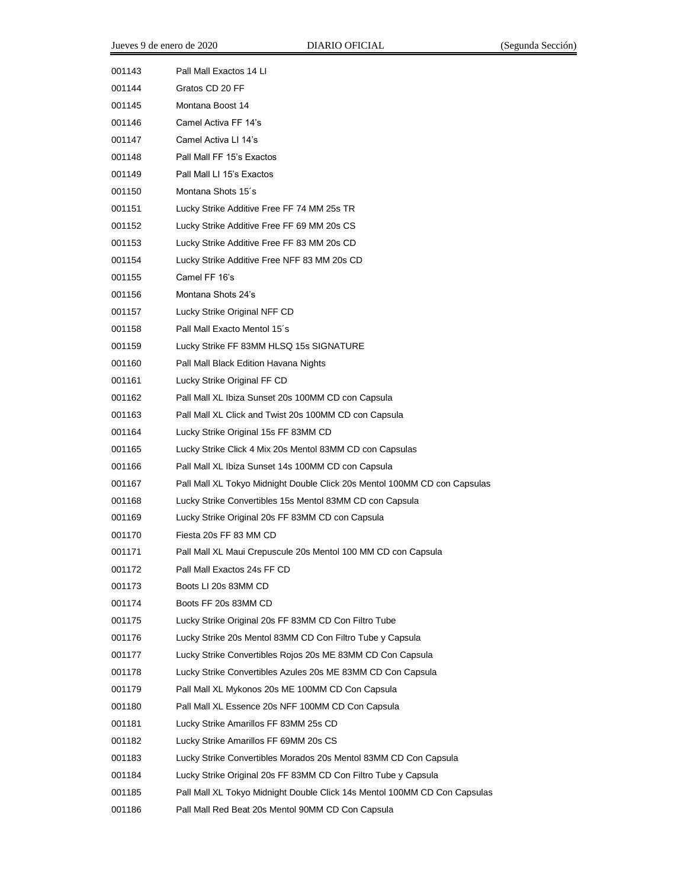| | |
|---|---|
| 001143 | Pall Mall Exactos 14 LI |
| 001144 | Gratos CD 20 FF |
| 001145 | Montana Boost 14 |
| 001146 | Camel Activa FF 14's |
| 001147 | Camel Activa LI 14's |
| 001148 | Pall Mall FF 15's Exactos |
| 001149 | Pall Mall LI 15's Exactos |
| 001150 | Montana Shots 15´s |
| 001151 | Lucky Strike Additive Free FF 74 MM 25s TR |
| 001152 | Lucky Strike Additive Free FF 69 MM 20s CS |
| 001153 | Lucky Strike Additive Free FF 83 MM 20s CD |
| 001154 | Lucky Strike Additive Free NFF 83 MM 20s CD |
| 001155 | Camel FF 16's |
| 001156 | Montana Shots 24's |
| 001157 | Lucky Strike Original NFF CD |
| 001158 | Pall Mall Exacto Mentol 15´s |
| 001159 | Lucky Strike FF 83MM HLSQ 15s SIGNATURE |
| 001160 | Pall Mall Black Edition Havana Nights |
| 001161 | Lucky Strike Original FF CD |
| 001162 | Pall Mall XL Ibiza Sunset 20s 100MM CD con Capsula |
| 001163 | Pall Mall XL Click and Twist 20s 100MM CD con Capsula |
| 001164 | Lucky Strike Original 15s FF 83MM CD |
| 001165 | Lucky Strike Click 4 Mix 20s Mentol 83MM CD con Capsulas |
| 001166 | Pall Mall XL Ibiza Sunset 14s 100MM CD con Capsula |
| 001167 | Pall Mall XL Tokyo Midnight Double Click 20s Mentol 100MM CD con Capsulas |
| 001168 | Lucky Strike Convertibles 15s Mentol 83MM CD con Capsula |
| 001169 | Lucky Strike Original 20s FF 83MM CD con Capsula |
| 001170 | Fiesta 20s FF 83 MM CD |
| 001171 | Pall Mall XL Maui Crepuscule 20s Mentol 100 MM CD con Capsula |
| 001172 | Pall Mall Exactos 24s FF CD |
| 001173 | Boots LI 20s 83MM CD |
| 001174 | Boots FF 20s 83MM CD |
| 001175 | Lucky Strike Original 20s FF 83MM CD Con Filtro Tube |
| 001176 | Lucky Strike 20s Mentol 83MM CD Con Filtro Tube y Capsula |
| 001177 | Lucky Strike Convertibles Rojos 20s ME 83MM CD Con Capsula |
| 001178 | Lucky Strike Convertibles Azules 20s ME 83MM CD Con Capsula |
| 001179 | Pall Mall XL Mykonos 20s ME 100MM CD Con Capsula |
| 001180 | Pall Mall XL Essence 20s NFF 100MM CD Con Capsula |
| 001181 | Lucky Strike Amarillos FF 83MM 25s CD |
| 001182 | Lucky Strike Amarillos FF 69MM 20s CS |
| 001183 | Lucky Strike Convertibles Morados 20s Mentol 83MM CD Con Capsula |
| 001184 | Lucky Strike Original 20s FF 83MM CD Con Filtro Tube y Capsula |
| 001185 | Pall Mall XL Tokyo Midnight Double Click 14s Mentol 100MM CD Con Capsulas |
| 001186 | Pall Mall Red Beat 20s Mentol 90MM CD Con Capsula |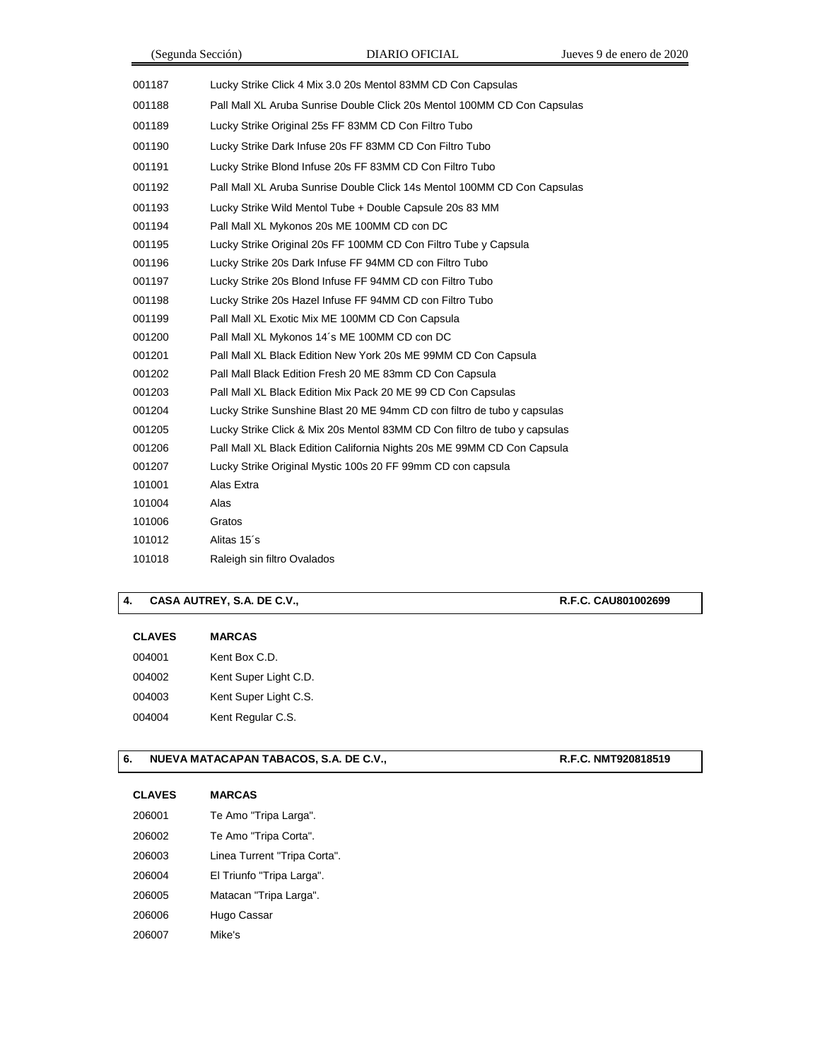| | |
|---|---|
| 001187 | Lucky Strike Click 4 Mix 3.0 20s Mentol 83MM CD Con Capsulas |
| 001188 | Pall Mall XL Aruba Sunrise Double Click 20s Mentol 100MM CD Con Capsulas |
| 001189 | Lucky Strike Original 25s FF 83MM CD Con Filtro Tubo |
| 001190 | Lucky Strike Dark Infuse 20s FF 83MM CD Con Filtro Tubo |
| 001191 | Lucky Strike Blond Infuse 20s FF 83MM CD Con Filtro Tubo |
| 001192 | Pall Mall XL Aruba Sunrise Double Click 14s Mentol 100MM CD Con Capsulas |
| 001193 | Lucky Strike Wild Mentol Tube + Double Capsule 20s 83 MM |
| 001194 | Pall Mall XL Mykonos 20s ME 100MM CD con DC |
| 001195 | Lucky Strike Original 20s FF 100MM CD Con Filtro Tube y Capsula |
| 001196 | Lucky Strike 20s Dark Infuse FF 94MM CD con Filtro Tubo |
| 001197 | Lucky Strike 20s Blond Infuse FF 94MM CD con Filtro Tubo |
| 001198 | Lucky Strike 20s Hazel Infuse FF 94MM CD con Filtro Tubo |
| 001199 | Pall Mall XL Exotic Mix ME 100MM CD Con Capsula |
| 001200 | Pall Mall XL Mykonos 14´s ME 100MM CD con DC |
| 001201 | Pall Mall XL Black Edition New York 20s ME 99MM CD Con Capsula |
| 001202 | Pall Mall Black Edition Fresh 20 ME 83mm CD Con Capsula |
| 001203 | Pall Mall XL Black Edition Mix Pack 20 ME 99 CD Con Capsulas |
| 001204 | Lucky Strike Sunshine Blast 20 ME 94mm CD con filtro de tubo y capsulas |
| 001205 | Lucky Strike Click & Mix 20s Mentol 83MM CD Con filtro de tubo y capsulas |
| 001206 | Pall Mall XL Black Edition California Nights 20s ME 99MM CD Con Capsula |
| 001207 | Lucky Strike Original Mystic 100s 20 FF 99mm CD con capsula |
| 101001 | Alas Extra |
| 101004 | Alas |
| 101006 | Gratos |
| 101012 | Alitas 15´s |
| 101018 | Raleigh sin filtro Ovalados |

**4. CASA AUTREY, S.A. DE C.V., R.F.C. CAU801002699**

| CLAVES | MARCAS |
|---|---|
| 004001 | Kent Box C.D. |
| 004002 | Kent Super Light C.D. |
| 004003 | Kent Super Light C.S. |
| 004004 | Kent Regular C.S. |

**6. NUEVA MATACAPAN TABACOS, S.A. DE C.V., R.F.C. NMT920818519**

| CLAVES | MARCAS |
|---|---|
| 206001 | Te Amo "Tripa Larga". |
| 206002 | Te Amo "Tripa Corta". |
| 206003 | Linea Turrent "Tripa Corta". |
| 206004 | El Triunfo "Tripa Larga". |
| 206005 | Matacan "Tripa Larga". |
| 206006 | Hugo Cassar |
| 206007 | Mike's |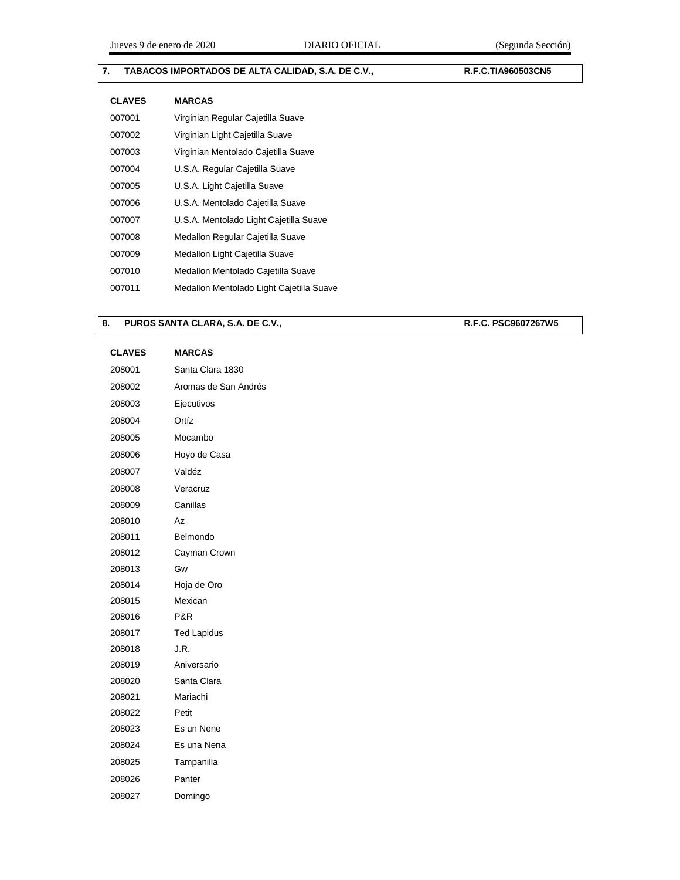**7. TABACOS IMPORTADOS DE ALTA CALIDAD, S.A. DE C.V., R.F.C.TIA960503CN5**

| CLAVES | MARCAS |
|---|---|
| 007001 | Virginian Regular Cajetilla Suave |
| 007002 | Virginian Light Cajetilla Suave |
| 007003 | Virginian Mentolado Cajetilla Suave |
| 007004 | U.S.A. Regular Cajetilla Suave |
| 007005 | U.S.A. Light Cajetilla Suave |
| 007006 | U.S.A. Mentolado Cajetilla Suave |
| 007007 | U.S.A. Mentolado Light Cajetilla Suave |
| 007008 | Medallon Regular Cajetilla Suave |
| 007009 | Medallon Light Cajetilla Suave |
| 007010 | Medallon Mentolado Cajetilla Suave |
| 007011 | Medallon Mentolado Light Cajetilla Suave |

**8. PUROS SANTA CLARA, S.A. DE C.V., R.F.C. PSC9607267W5**

| CLAVES | MARCAS |
|---|---|
| 208001 | Santa Clara 1830 |
| 208002 | Aromas de San Andrés |
| 208003 | Ejecutivos |
| 208004 | Ortíz |
| 208005 | Mocambo |
| 208006 | Hoyo de Casa |
| 208007 | Valdéz |
| 208008 | Veracruz |
| 208009 | Canillas |
| 208010 | Az |
| 208011 | Belmondo |
| 208012 | Cayman Crown |
| 208013 | Gw |
| 208014 | Hoja de Oro |
| 208015 | Mexican |
| 208016 | P&R |
| 208017 | Ted Lapidus |
| 208018 | J.R. |
| 208019 | Aniversario |
| 208020 | Santa Clara |
| 208021 | Mariachi |
| 208022 | Petit |
| 208023 | Es un Nene |
| 208024 | Es una Nena |
| 208025 | Tampanilla |
| 208026 | Panter |
| 208027 | Domingo |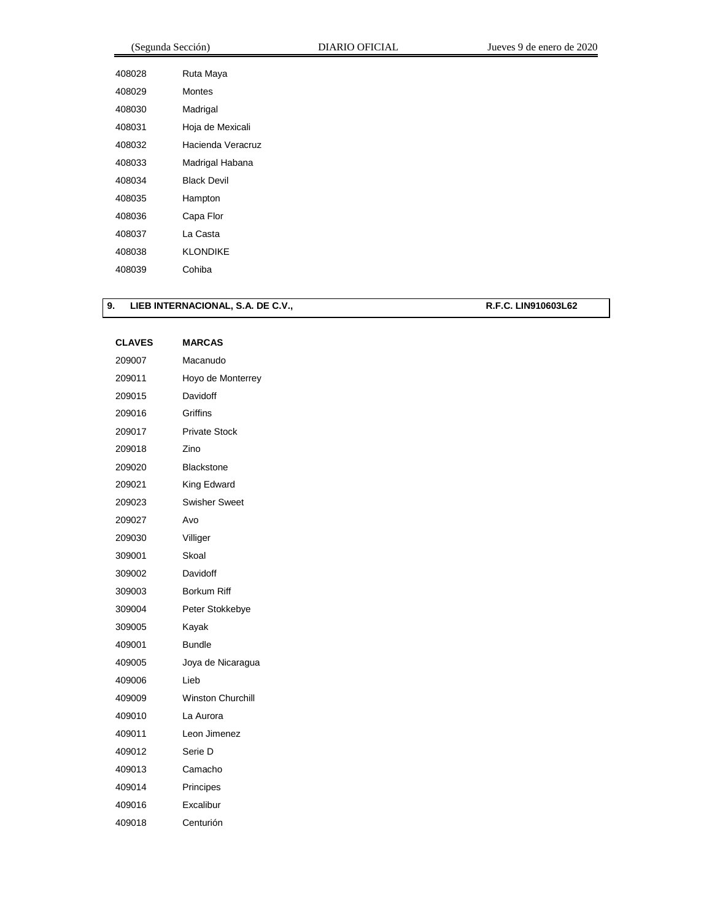| | |
|---|---|
| 408028 | Ruta Maya |
| 408029 | Montes |
| 408030 | Madrigal |
| 408031 | Hoja de Mexicali |
| 408032 | Hacienda Veracruz |
| 408033 | Madrigal Habana |
| 408034 | Black Devil |
| 408035 | Hampton |
| 408036 | Capa Flor |
| 408037 | La Casta |
| 408038 | KLONDIKE |
| 408039 | Cohiba |

**9. LIEB INTERNACIONAL, S.A. DE C.V., R.F.C. LIN910603L62**

| CLAVES | MARCAS |
|---|---|
| 209007 | Macanudo |
| 209011 | Hoyo de Monterrey |
| 209015 | Davidoff |
| 209016 | Griffins |
| 209017 | Private Stock |
| 209018 | Zino |
| 209020 | Blackstone |
| 209021 | King Edward |
| 209023 | Swisher Sweet |
| 209027 | Avo |
| 209030 | Villiger |
| 309001 | Skoal |
| 309002 | Davidoff |
| 309003 | Borkum Riff |
| 309004 | Peter Stokkebye |
| 309005 | Kayak |
| 409001 | Bundle |
| 409005 | Joya de Nicaragua |
| 409006 | Lieb |
| 409009 | Winston Churchill |
| 409010 | La Aurora |
| 409011 | Leon Jimenez |
| 409012 | Serie D |
| 409013 | Camacho |
| 409014 | Principes |
| 409016 | Excalibur |
| 409018 | Centurión |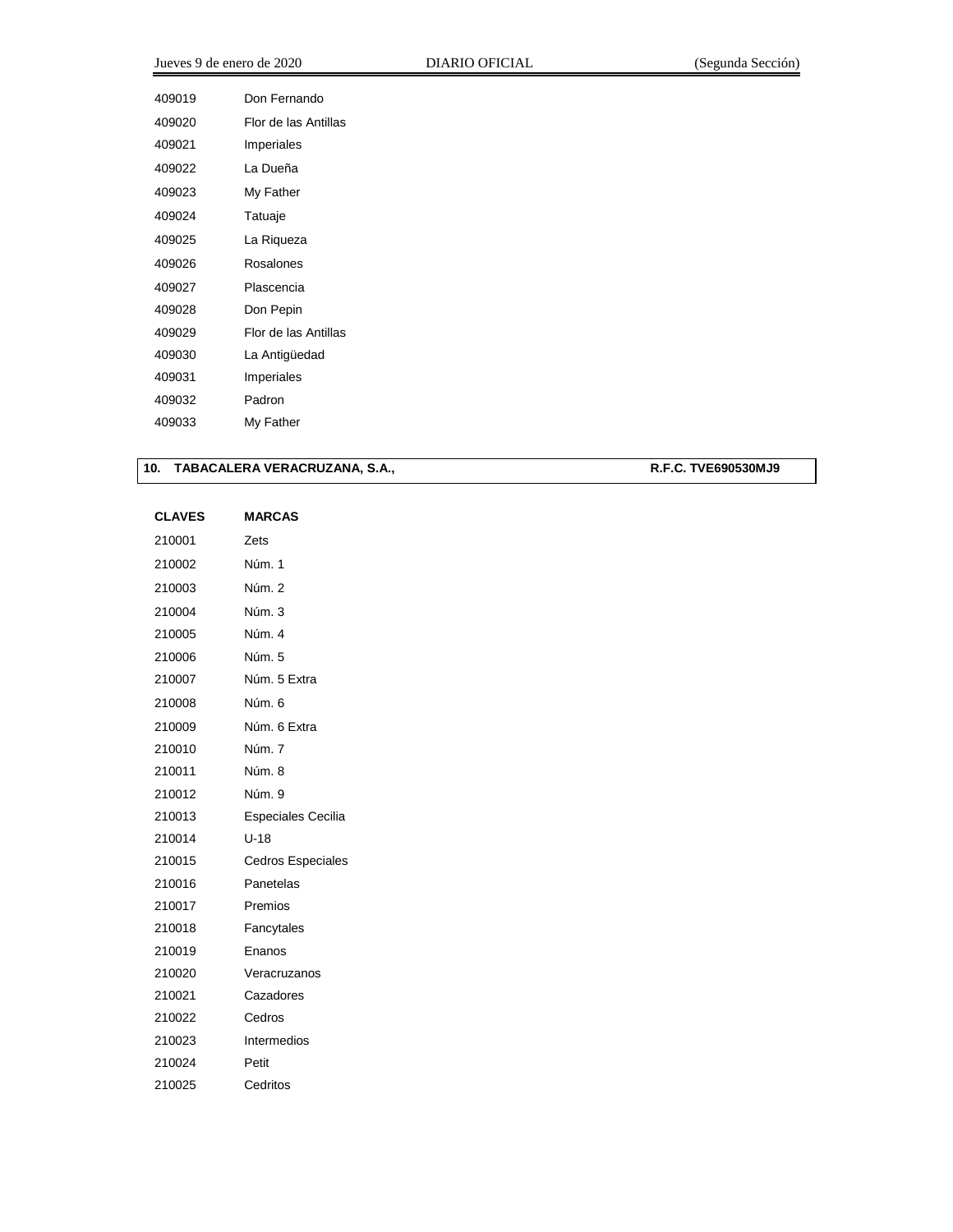| | |
|---|---|
| 409019 | Don Fernando |
| 409020 | Flor de las Antillas |
| 409021 | Imperiales |
| 409022 | La Dueña |
| 409023 | My Father |
| 409024 | Tatuaje |
| 409025 | La Riqueza |
| 409026 | Rosalones |
| 409027 | Plascencia |
| 409028 | Don Pepin |
| 409029 | Flor de las Antillas |
| 409030 | La Antigüedad |
| 409031 | Imperiales |
| 409032 | Padron |
| 409033 | My Father |

**10. TABACALERA VERACRUZANA, S.A., R.F.C. TVE690530MJ9**

| CLAVES | MARCAS |
|---|---|
| 210001 | Zets |
| 210002 | Núm. 1 |
| 210003 | Núm. 2 |
| 210004 | Núm. 3 |
| 210005 | Núm. 4 |
| 210006 | Núm. 5 |
| 210007 | Núm. 5 Extra |
| 210008 | Núm. 6 |
| 210009 | Núm. 6 Extra |
| 210010 | Núm. 7 |
| 210011 | Núm. 8 |
| 210012 | Núm. 9 |
| 210013 | Especiales Cecilia |
| 210014 | U-18 |
| 210015 | Cedros Especiales |
| 210016 | Panetelas |
| 210017 | Premios |
| 210018 | Fancytales |
| 210019 | Enanos |
| 210020 | Veracruzanos |
| 210021 | Cazadores |
| 210022 | Cedros |
| 210023 | Intermedios |
| 210024 | Petit |
| 210025 | Cedritos |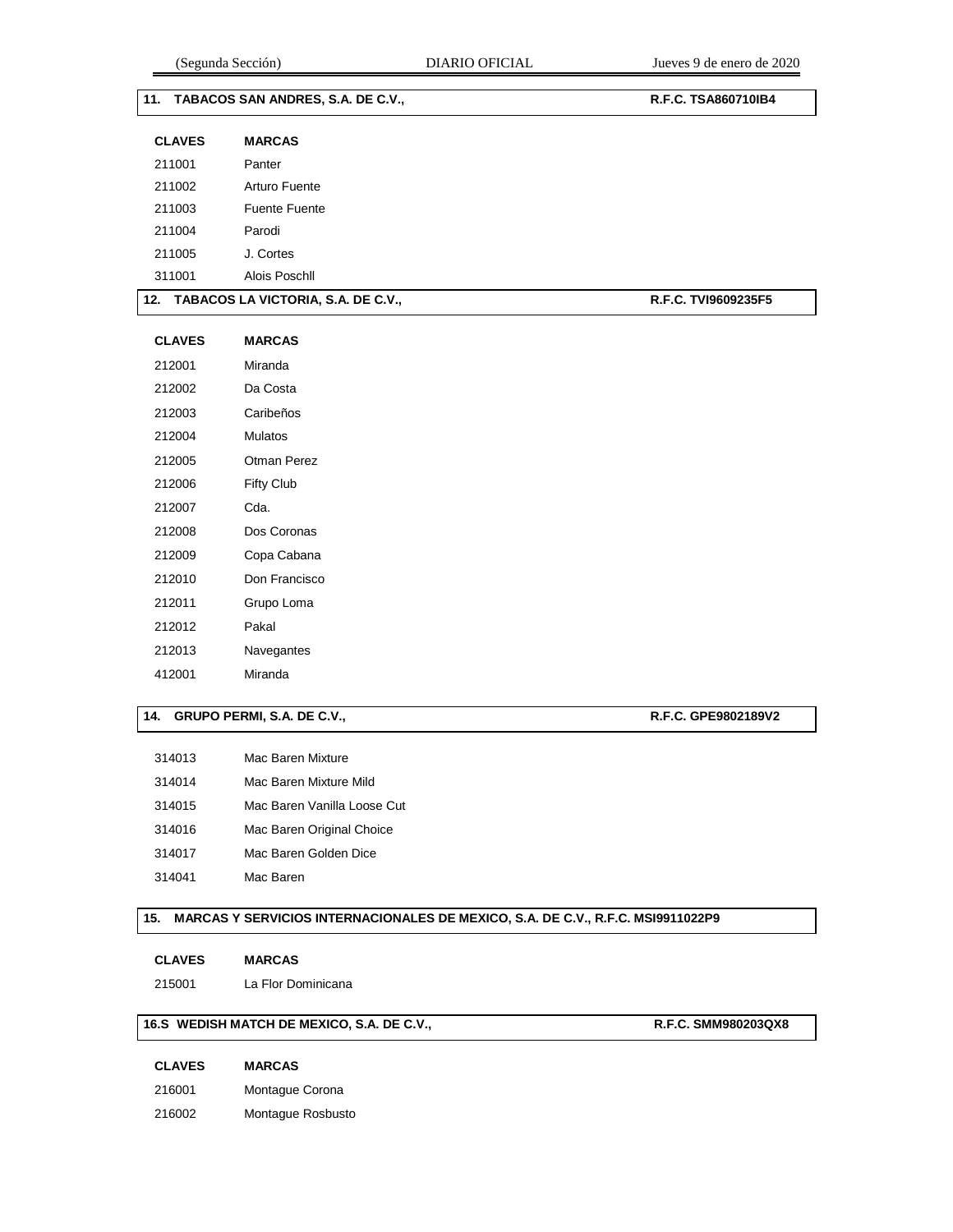**11. TABACOS SAN ANDRES, S.A. DE C.V., R.F.C. TSA860710IB4**

| CLAVES | MARCAS |
|---|---|
| 211001 | Panter |
| 211002 | Arturo Fuente |
| 211003 | Fuente Fuente |
| 211004 | Parodi |
| 211005 | J. Cortes |
| 311001 | Alois Poschll |

**12. TABACOS LA VICTORIA, S.A. DE C.V., R.F.C. TVI9609235F5**

| CLAVES | MARCAS |
|---|---|
| 212001 | Miranda |
| 212002 | Da Costa |
| 212003 | Caribeños |
| 212004 | Mulatos |
| 212005 | Otman Perez |
| 212006 | Fifty Club |
| 212007 | Cda. |
| 212008 | Dos Coronas |
| 212009 | Copa Cabana |
| 212010 | Don Francisco |
| 212011 | Grupo Loma |
| 212012 | Pakal |
| 212013 | Navegantes |
| 412001 | Miranda |

**14. GRUPO PERMI, S.A. DE C.V., R.F.C. GPE9802189V2**

| | |
|---|---|
| 314013 | Mac Baren Mixture |
| 314014 | Mac Baren Mixture Mild |
| 314015 | Mac Baren Vanilla Loose Cut |
| 314016 | Mac Baren Original Choice |
| 314017 | Mac Baren Golden Dice |
| 314041 | Mac Baren |

**15. MARCAS Y SERVICIOS INTERNACIONALES DE MEXICO, S.A. DE C.V., R.F.C. MSI9911022P9**

| CLAVES | MARCAS |
|---|---|
| 215001 | La Flor Dominicana |

**16.S WEDISH MATCH DE MEXICO, S.A. DE C.V., R.F.C. SMM980203QX8**

| CLAVES | MARCAS |
|---|---|
| 216001 | Montague Corona |
| 216002 | Montague Rosbusto |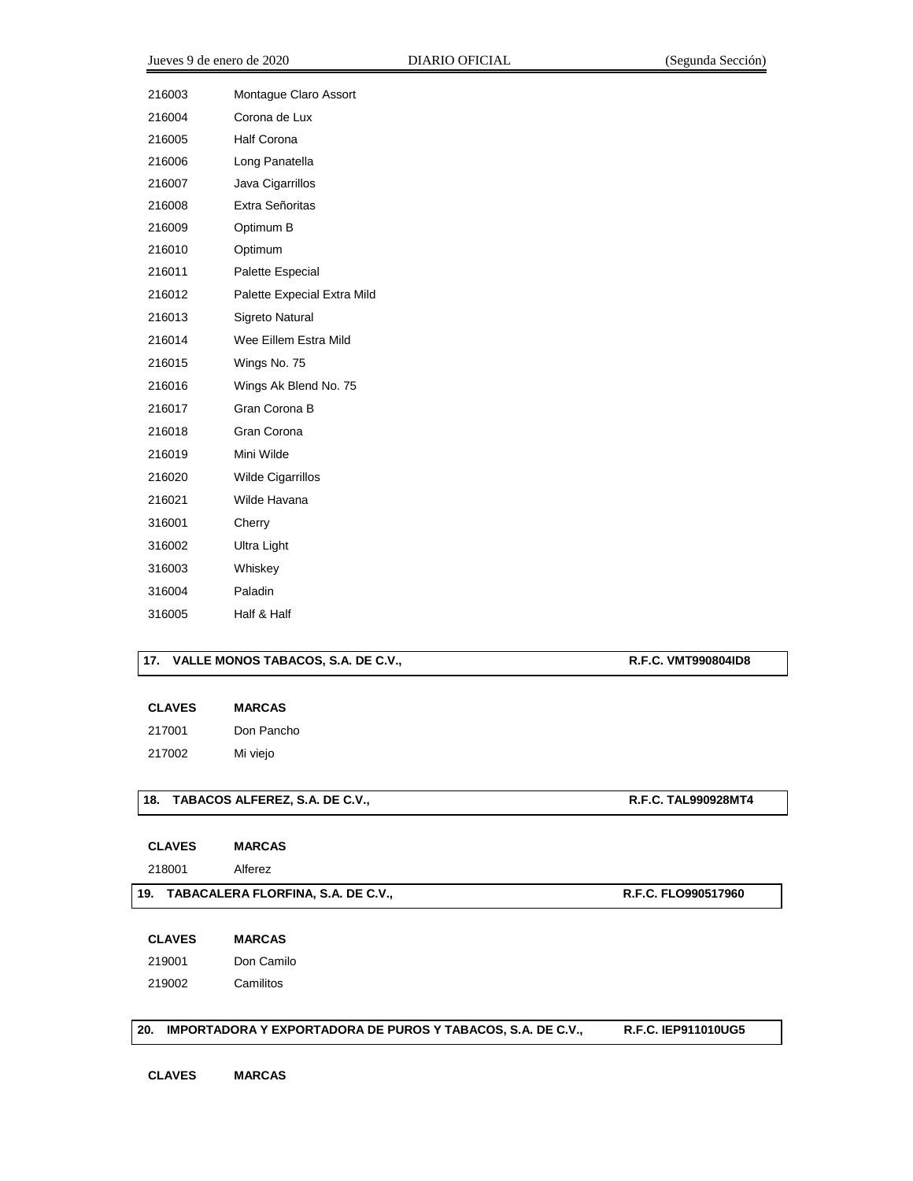| | |
|---|---|
| 216003 | Montague Claro Assort |
| 216004 | Corona de Lux |
| 216005 | Half Corona |
| 216006 | Long Panatella |
| 216007 | Java Cigarrillos |
| 216008 | Extra Señoritas |
| 216009 | Optimum B |
| 216010 | Optimum |
| 216011 | Palette Especial |
| 216012 | Palette Expecial Extra Mild |
| 216013 | Sigreto Natural |
| 216014 | Wee Eillem Estra Mild |
| 216015 | Wings No. 75 |
| 216016 | Wings Ak Blend No. 75 |
| 216017 | Gran Corona B |
| 216018 | Gran Corona |
| 216019 | Mini Wilde |
| 216020 | Wilde Cigarrillos |
| 216021 | Wilde Havana |
| 316001 | Cherry |
| 316002 | Ultra Light |
| 316003 | Whiskey |
| 316004 | Paladin |
| 316005 | Half & Half |

**17. VALLE MONOS TABACOS, S.A. DE C.V., R.F.C. VMT990804ID8**

| CLAVES | MARCAS |
|---|---|
| 217001 | Don Pancho |
| 217002 | Mi viejo |

**18. TABACOS ALFEREZ, S.A. DE C.V., R.F.C. TAL990928MT4**

| CLAVES | MARCAS |
|---|---|
| 218001 | Alferez |

**19. TABACALERA FLORFINA, S.A. DE C.V., R.F.C. FLO990517960**

| CLAVES | MARCAS |
|---|---|
| 219001 | Don Camilo |
| 219002 | Camilitos |

**20. IMPORTADORA Y EXPORTADORA DE PUROS Y TABACOS, S.A. DE C.V., R.F.C. IEP911010UG5**

| CLAVES | MARCAS |
|---|---|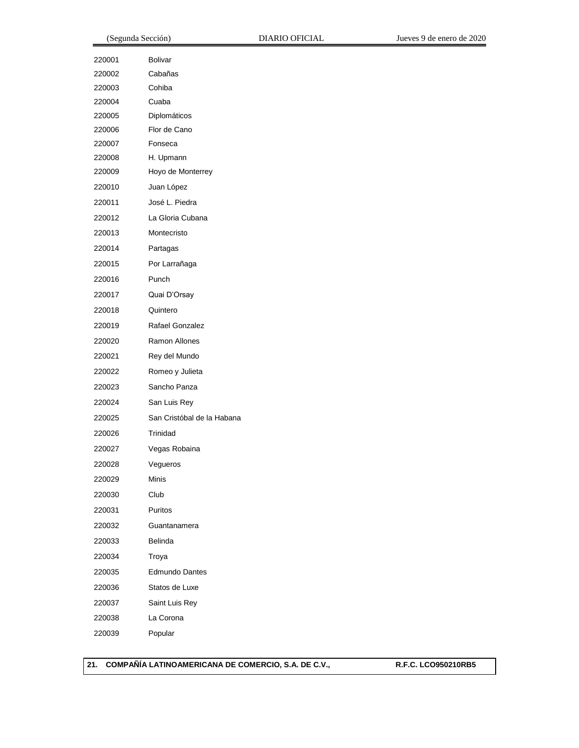| | |
|---|---|
| 220001 | Bolivar |
| 220002 | Cabañas |
| 220003 | Cohiba |
| 220004 | Cuaba |
| 220005 | Diplomáticos |
| 220006 | Flor de Cano |
| 220007 | Fonseca |
| 220008 | H. Upmann |
| 220009 | Hoyo de Monterrey |
| 220010 | Juan López |
| 220011 | José L. Piedra |
| 220012 | La Gloria Cubana |
| 220013 | Montecristo |
| 220014 | Partagas |
| 220015 | Por Larrañaga |
| 220016 | Punch |
| 220017 | Quai D'Orsay |
| 220018 | Quintero |
| 220019 | Rafael Gonzalez |
| 220020 | Ramon Allones |
| 220021 | Rey del Mundo |
| 220022 | Romeo y Julieta |
| 220023 | Sancho Panza |
| 220024 | San Luis Rey |
| 220025 | San Cristóbal de la Habana |
| 220026 | Trinidad |
| 220027 | Vegas Robaina |
| 220028 | Vegueros |
| 220029 | Minis |
| 220030 | Club |
| 220031 | Puritos |
| 220032 | Guantanamera |
| 220033 | Belinda |
| 220034 | Troya |
| 220035 | Edmundo Dantes |
| 220036 | Statos de Luxe |
| 220037 | Saint Luis Rey |
| 220038 | La Corona |
| 220039 | Popular |

**21. COMPAÑÍA LATINOAMERICANA DE COMERCIO, S.A. DE C.V., R.F.C. LCO950210RB5**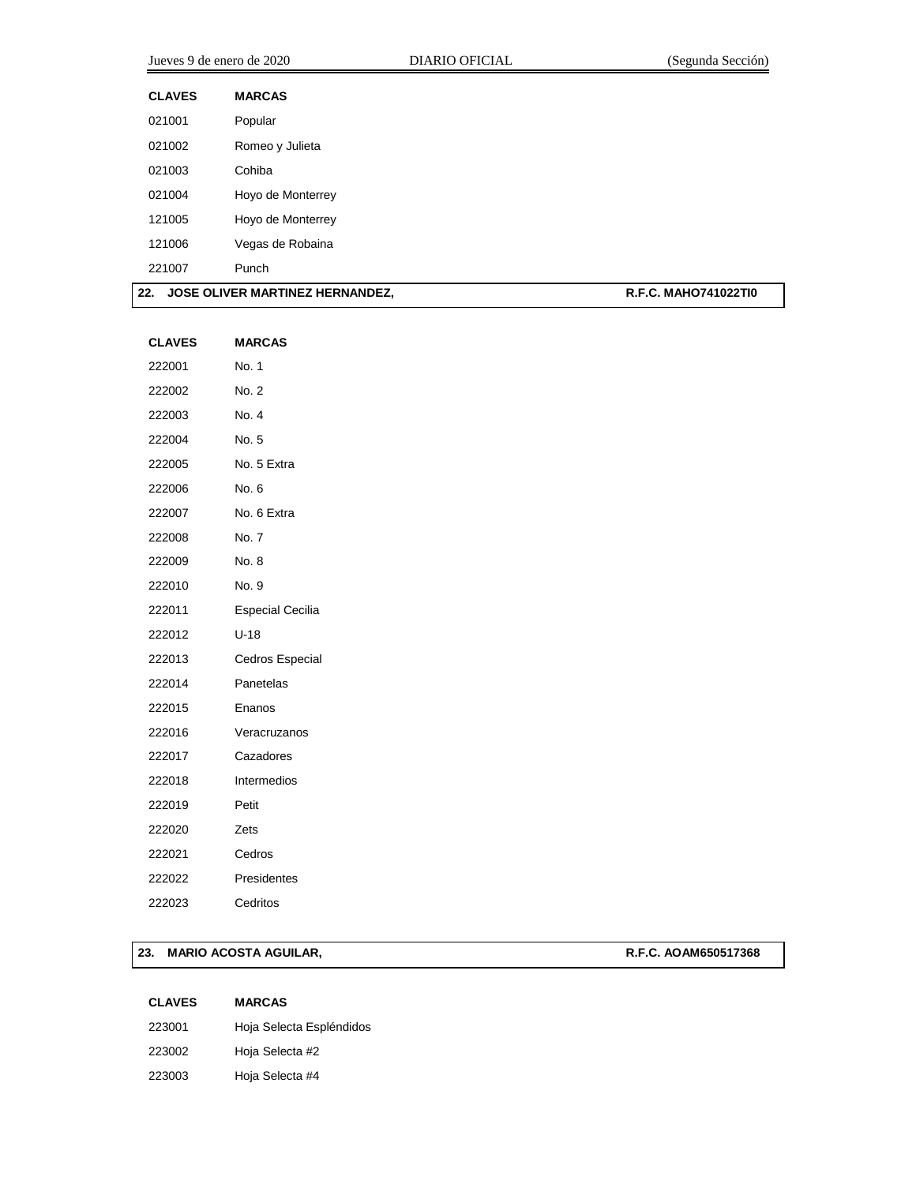| CLAVES | MARCAS |
|---|---|
| 021001 | Popular |
| 021002 | Romeo y Julieta |
| 021003 | Cohiba |
| 021004 | Hoyo de Monterrey |
| 121005 | Hoyo de Monterrey |
| 121006 | Vegas de Robaina |
| 221007 | Punch |

**22. JOSE OLIVER MARTINEZ HERNANDEZ, R.F.C. MAHO741022TI0**

| CLAVES | MARCAS |
|---|---|
| 222001 | No. 1 |
| 222002 | No. 2 |
| 222003 | No. 4 |
| 222004 | No. 5 |
| 222005 | No. 5 Extra |
| 222006 | No. 6 |
| 222007 | No. 6 Extra |
| 222008 | No. 7 |
| 222009 | No. 8 |
| 222010 | No. 9 |
| 222011 | Especial Cecilia |
| 222012 | U-18 |
| 222013 | Cedros Especial |
| 222014 | Panetelas |
| 222015 | Enanos |
| 222016 | Veracruzanos |
| 222017 | Cazadores |
| 222018 | Intermedios |
| 222019 | Petit |
| 222020 | Zets |
| 222021 | Cedros |
| 222022 | Presidentes |
| 222023 | Cedritos |

**23. MARIO ACOSTA AGUILAR, R.F.C. AOAM650517368**

| CLAVES | MARCAS |
|---|---|
| 223001 | Hoja Selecta Espléndidos |
| 223002 | Hoja Selecta #2 |
| 223003 | Hoja Selecta #4 |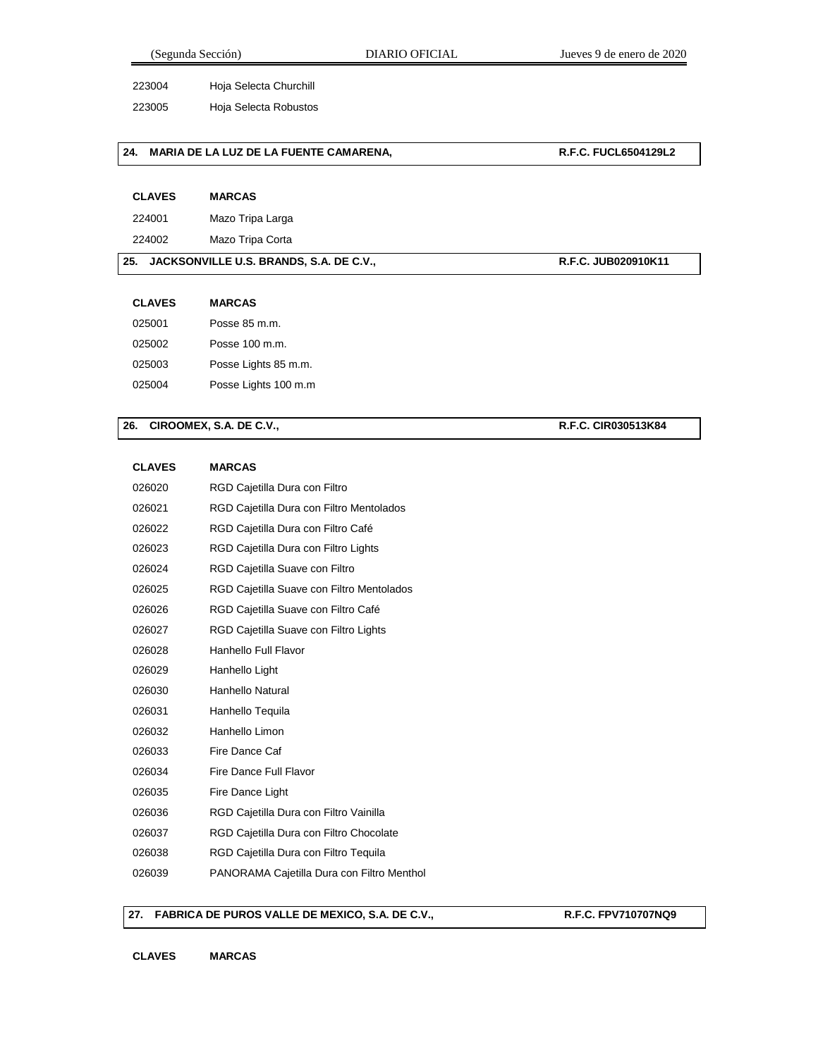| | |
|---|---|
| 223004 | Hoja Selecta Churchill |
| 223005 | Hoja Selecta Robustos |

**24. MARIA DE LA LUZ DE LA FUENTE CAMARENA, R.F.C. FUCL6504129L2**

| CLAVES | MARCAS |
|---|---|
| 224001 | Mazo Tripa Larga |
| 224002 | Mazo Tripa Corta |

**25. JACKSONVILLE U.S. BRANDS, S.A. DE C.V., R.F.C. JUB020910K11**

| CLAVES | MARCAS |
|---|---|
| 025001 | Posse 85 m.m. |
| 025002 | Posse 100 m.m. |
| 025003 | Posse Lights 85 m.m. |
| 025004 | Posse Lights 100 m.m |

**26. CIROOMEX, S.A. DE C.V., R.F.C. CIR030513K84**

| CLAVES | MARCAS |
|---|---|
| 026020 | RGD Cajetilla Dura con Filtro |
| 026021 | RGD Cajetilla Dura con Filtro Mentolados |
| 026022 | RGD Cajetilla Dura con Filtro Café |
| 026023 | RGD Cajetilla Dura con Filtro Lights |
| 026024 | RGD Cajetilla Suave con Filtro |
| 026025 | RGD Cajetilla Suave con Filtro Mentolados |
| 026026 | RGD Cajetilla Suave con Filtro Café |
| 026027 | RGD Cajetilla Suave con Filtro Lights |
| 026028 | Hanhello Full Flavor |
| 026029 | Hanhello Light |
| 026030 | Hanhello Natural |
| 026031 | Hanhello Tequila |
| 026032 | Hanhello Limon |
| 026033 | Fire Dance Caf |
| 026034 | Fire Dance Full Flavor |
| 026035 | Fire Dance Light |
| 026036 | RGD Cajetilla Dura con Filtro Vainilla |
| 026037 | RGD Cajetilla Dura con Filtro Chocolate |
| 026038 | RGD Cajetilla Dura con Filtro Tequila |
| 026039 | PANORAMA Cajetilla Dura con Filtro Menthol |

**27. FABRICA DE PUROS VALLE DE MEXICO, S.A. DE C.V., R.F.C. FPV710707NQ9**

| CLAVES | MARCAS |
|---|---|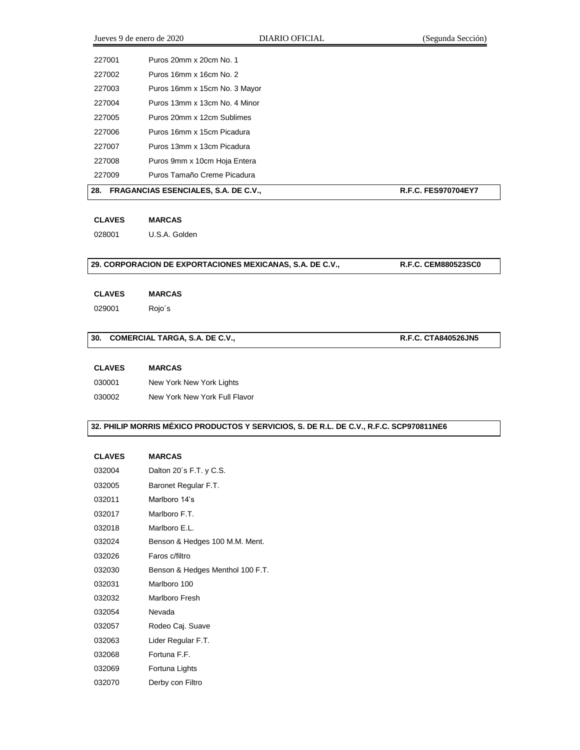| | |
|---|---|
| 227001 | Puros 20mm x 20cm No. 1 |
| 227002 | Puros 16mm x 16cm No. 2 |
| 227003 | Puros 16mm x 15cm No. 3 Mayor |
| 227004 | Puros 13mm x 13cm No. 4 Minor |
| 227005 | Puros 20mm x 12cm Sublimes |
| 227006 | Puros 16mm x 15cm Picadura |
| 227007 | Puros 13mm x 13cm Picadura |
| 227008 | Puros 9mm x 10cm Hoja Entera |
| 227009 | Puros Tamaño Creme Picadura |

**28. FRAGANCIAS ESENCIALES, S.A. DE C.V., R.F.C. FES970704EY7**

| CLAVES | MARCAS |
|---|---|
| 028001 | U.S.A. Golden |

**29. CORPORACION DE EXPORTACIONES MEXICANAS, S.A. DE C.V., R.F.C. CEM880523SC0**

| CLAVES | MARCAS |
|---|---|
| 029001 | Rojo´s |

**30. COMERCIAL TARGA, S.A. DE C.V., R.F.C. CTA840526JN5**

| CLAVES | MARCAS |
|---|---|
| 030001 | New York New York Lights |
| 030002 | New York New York Full Flavor |

**32. PHILIP MORRIS MÉXICO PRODUCTOS Y SERVICIOS, S. DE R.L. DE C.V., R.F.C. SCP970811NE6**

| CLAVES | MARCAS |
|---|---|
| 032004 | Dalton 20´s F.T. y C.S. |
| 032005 | Baronet Regular F.T. |
| 032011 | Marlboro 14's |
| 032017 | Marlboro F.T. |
| 032018 | Marlboro E.L. |
| 032024 | Benson & Hedges 100 M.M. Ment. |
| 032026 | Faros c/filtro |
| 032030 | Benson & Hedges Menthol 100 F.T. |
| 032031 | Marlboro 100 |
| 032032 | Marlboro Fresh |
| 032054 | Nevada |
| 032057 | Rodeo Caj. Suave |
| 032063 | Lider Regular F.T. |
| 032068 | Fortuna F.F. |
| 032069 | Fortuna Lights |
| 032070 | Derby con Filtro |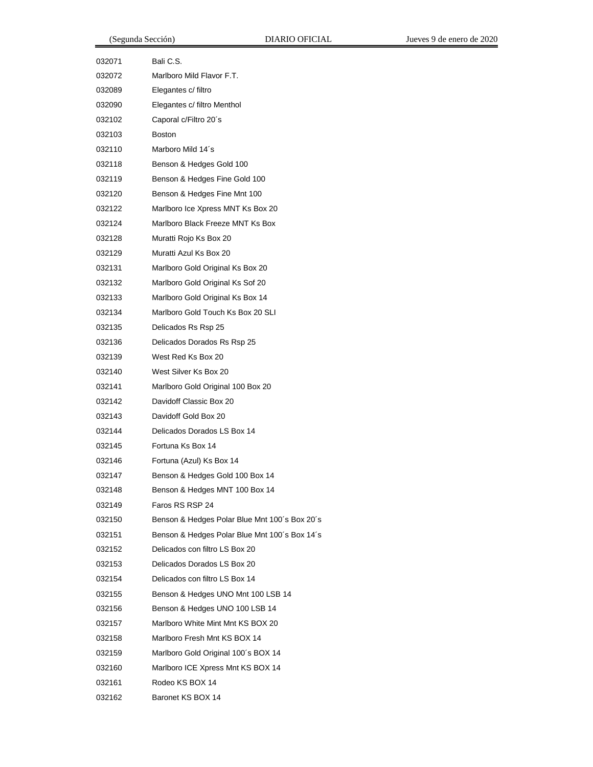| | |
|---|---|
| 032071 | Bali C.S. |
| 032072 | Marlboro Mild Flavor F.T. |
| 032089 | Elegantes c/ filtro |
| 032090 | Elegantes c/ filtro Menthol |
| 032102 | Caporal c/Filtro 20´s |
| 032103 | Boston |
| 032110 | Marboro Mild 14´s |
| 032118 | Benson & Hedges Gold 100 |
| 032119 | Benson & Hedges Fine Gold 100 |
| 032120 | Benson & Hedges Fine Mnt 100 |
| 032122 | Marlboro Ice Xpress MNT Ks Box 20 |
| 032124 | Marlboro Black Freeze MNT Ks Box |
| 032128 | Muratti Rojo Ks Box 20 |
| 032129 | Muratti Azul Ks Box 20 |
| 032131 | Marlboro Gold Original Ks Box 20 |
| 032132 | Marlboro Gold Original Ks Sof 20 |
| 032133 | Marlboro Gold Original Ks Box 14 |
| 032134 | Marlboro Gold Touch Ks Box 20 SLI |
| 032135 | Delicados Rs Rsp 25 |
| 032136 | Delicados Dorados Rs Rsp 25 |
| 032139 | West Red Ks Box 20 |
| 032140 | West Silver Ks Box 20 |
| 032141 | Marlboro Gold Original 100 Box 20 |
| 032142 | Davidoff Classic Box 20 |
| 032143 | Davidoff Gold Box 20 |
| 032144 | Delicados Dorados LS Box 14 |
| 032145 | Fortuna Ks Box 14 |
| 032146 | Fortuna (Azul) Ks Box 14 |
| 032147 | Benson & Hedges Gold 100 Box 14 |
| 032148 | Benson & Hedges MNT 100 Box 14 |
| 032149 | Faros RS RSP 24 |
| 032150 | Benson & Hedges Polar Blue Mnt 100´s Box 20´s |
| 032151 | Benson & Hedges Polar Blue Mnt 100´s Box 14´s |
| 032152 | Delicados con filtro LS Box 20 |
| 032153 | Delicados Dorados LS Box 20 |
| 032154 | Delicados con filtro LS Box 14 |
| 032155 | Benson & Hedges UNO Mnt 100 LSB 14 |
| 032156 | Benson & Hedges UNO 100 LSB 14 |
| 032157 | Marlboro White Mint Mnt KS BOX 20 |
| 032158 | Marlboro Fresh Mnt KS BOX 14 |
| 032159 | Marlboro Gold Original 100´s BOX 14 |
| 032160 | Marlboro ICE Xpress Mnt KS BOX 14 |
| 032161 | Rodeo KS BOX 14 |
| 032162 | Baronet KS BOX 14 |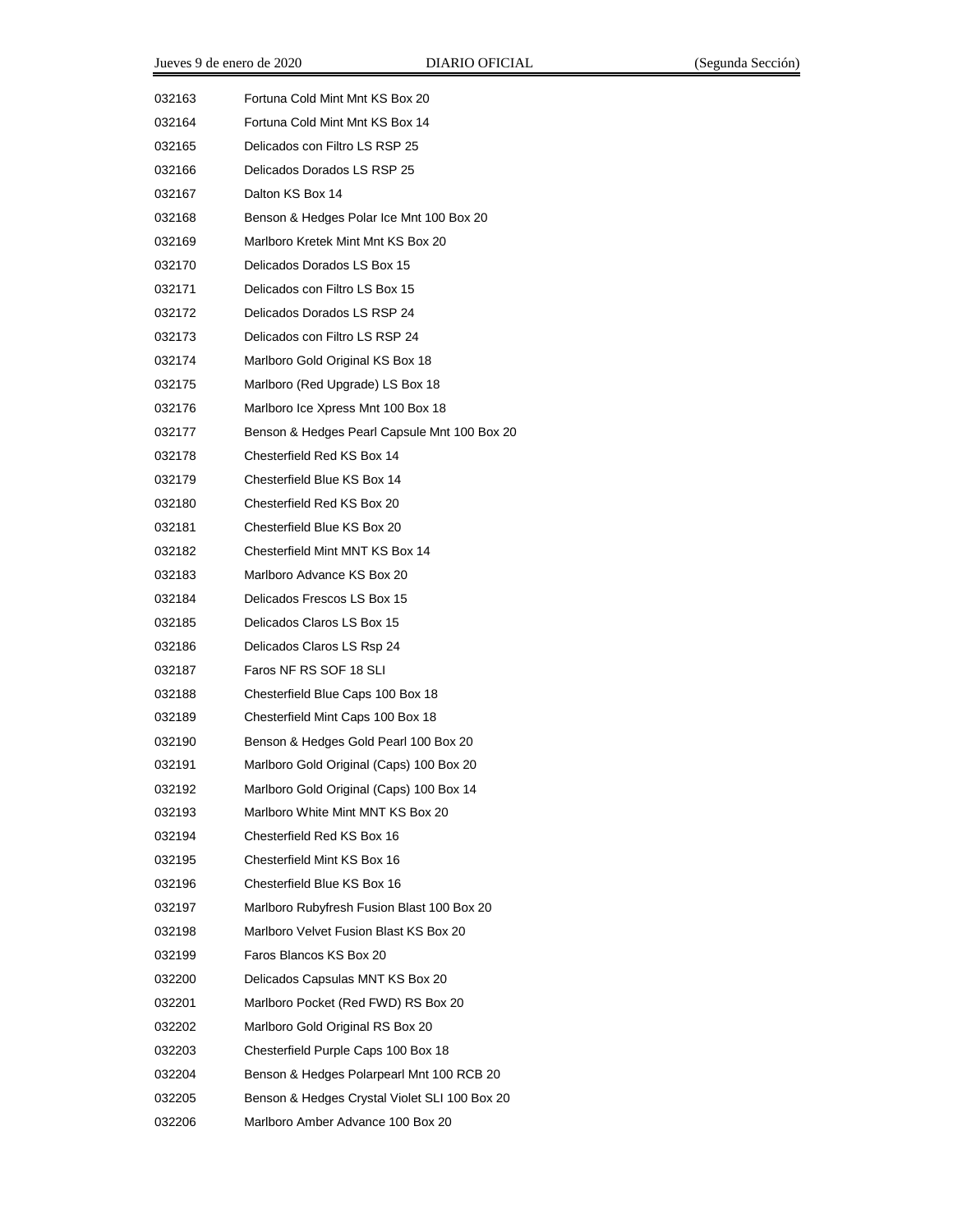| | |
|---|---|
| 032163 | Fortuna Cold Mint Mnt KS Box 20 |
| 032164 | Fortuna Cold Mint Mnt KS Box 14 |
| 032165 | Delicados con Filtro LS RSP 25 |
| 032166 | Delicados Dorados LS RSP 25 |
| 032167 | Dalton KS Box 14 |
| 032168 | Benson & Hedges Polar Ice Mnt 100 Box 20 |
| 032169 | Marlboro Kretek Mint Mnt KS Box 20 |
| 032170 | Delicados Dorados LS Box 15 |
| 032171 | Delicados con Filtro LS Box 15 |
| 032172 | Delicados Dorados LS RSP 24 |
| 032173 | Delicados con Filtro LS RSP 24 |
| 032174 | Marlboro Gold Original KS Box 18 |
| 032175 | Marlboro (Red Upgrade) LS Box 18 |
| 032176 | Marlboro Ice Xpress Mnt 100 Box 18 |
| 032177 | Benson & Hedges Pearl Capsule Mnt 100 Box 20 |
| 032178 | Chesterfield Red KS Box 14 |
| 032179 | Chesterfield Blue KS Box 14 |
| 032180 | Chesterfield Red KS Box 20 |
| 032181 | Chesterfield Blue KS Box 20 |
| 032182 | Chesterfield Mint MNT KS Box 14 |
| 032183 | Marlboro Advance KS Box 20 |
| 032184 | Delicados Frescos LS Box 15 |
| 032185 | Delicados Claros LS Box 15 |
| 032186 | Delicados Claros LS Rsp 24 |
| 032187 | Faros NF RS SOF 18 SLI |
| 032188 | Chesterfield Blue Caps 100 Box 18 |
| 032189 | Chesterfield Mint Caps 100 Box 18 |
| 032190 | Benson & Hedges Gold Pearl 100 Box 20 |
| 032191 | Marlboro Gold Original (Caps) 100 Box 20 |
| 032192 | Marlboro Gold Original (Caps) 100 Box 14 |
| 032193 | Marlboro White Mint MNT KS Box 20 |
| 032194 | Chesterfield Red KS Box 16 |
| 032195 | Chesterfield Mint KS Box 16 |
| 032196 | Chesterfield Blue KS Box 16 |
| 032197 | Marlboro Rubyfresh Fusion Blast 100 Box 20 |
| 032198 | Marlboro Velvet Fusion Blast KS Box 20 |
| 032199 | Faros Blancos KS Box 20 |
| 032200 | Delicados Capsulas MNT KS Box 20 |
| 032201 | Marlboro Pocket (Red FWD) RS Box 20 |
| 032202 | Marlboro Gold Original RS Box 20 |
| 032203 | Chesterfield Purple Caps 100 Box 18 |
| 032204 | Benson & Hedges Polarpearl Mnt 100 RCB 20 |
| 032205 | Benson & Hedges Crystal Violet SLI 100 Box 20 |
| 032206 | Marlboro Amber Advance 100 Box 20 |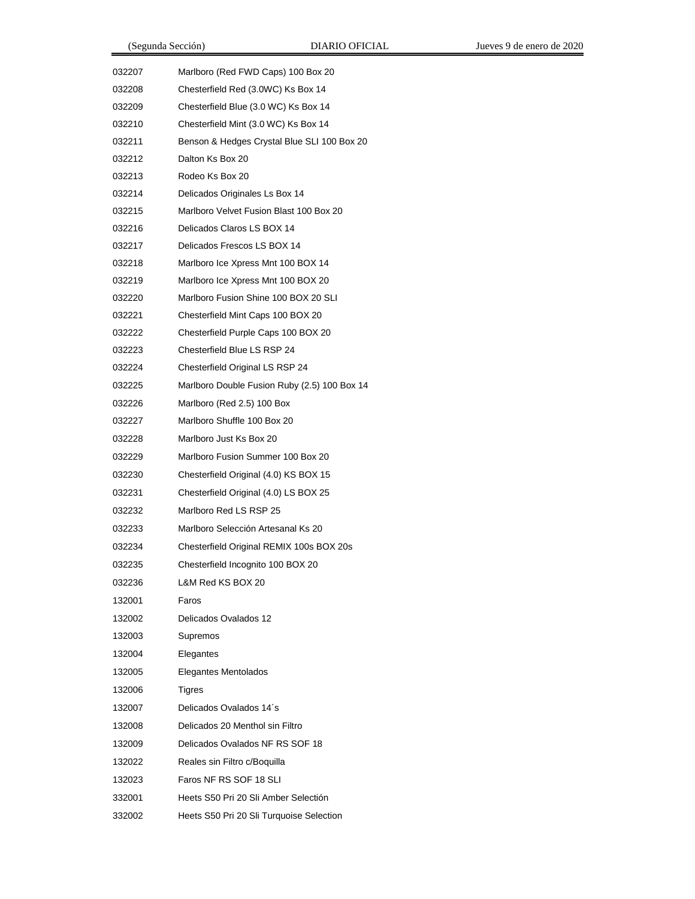| | |
|---|---|
| 032207 | Marlboro (Red FWD Caps) 100 Box 20 |
| 032208 | Chesterfield Red (3.0WC) Ks Box 14 |
| 032209 | Chesterfield Blue (3.0 WC) Ks Box 14 |
| 032210 | Chesterfield Mint (3.0 WC) Ks Box 14 |
| 032211 | Benson & Hedges Crystal Blue SLI 100 Box 20 |
| 032212 | Dalton Ks Box 20 |
| 032213 | Rodeo Ks Box 20 |
| 032214 | Delicados Originales Ls Box 14 |
| 032215 | Marlboro Velvet Fusion Blast 100 Box 20 |
| 032216 | Delicados Claros LS BOX 14 |
| 032217 | Delicados Frescos LS BOX 14 |
| 032218 | Marlboro Ice Xpress Mnt 100 BOX 14 |
| 032219 | Marlboro Ice Xpress Mnt 100 BOX 20 |
| 032220 | Marlboro Fusion Shine 100 BOX 20 SLI |
| 032221 | Chesterfield Mint Caps 100 BOX 20 |
| 032222 | Chesterfield Purple Caps 100 BOX 20 |
| 032223 | Chesterfield Blue LS RSP 24 |
| 032224 | Chesterfield Original LS RSP 24 |
| 032225 | Marlboro Double Fusion Ruby (2.5) 100 Box 14 |
| 032226 | Marlboro (Red 2.5) 100 Box |
| 032227 | Marlboro Shuffle 100 Box 20 |
| 032228 | Marlboro Just Ks Box 20 |
| 032229 | Marlboro Fusion Summer 100 Box 20 |
| 032230 | Chesterfield Original (4.0) KS BOX 15 |
| 032231 | Chesterfield Original (4.0) LS BOX 25 |
| 032232 | Marlboro Red LS RSP 25 |
| 032233 | Marlboro Selección Artesanal Ks 20 |
| 032234 | Chesterfield Original REMIX 100s BOX 20s |
| 032235 | Chesterfield Incognito 100 BOX 20 |
| 032236 | L&M Red KS BOX 20 |
| 132001 | Faros |
| 132002 | Delicados Ovalados 12 |
| 132003 | Supremos |
| 132004 | Elegantes |
| 132005 | Elegantes Mentolados |
| 132006 | Tigres |
| 132007 | Delicados Ovalados 14´s |
| 132008 | Delicados 20 Menthol sin Filtro |
| 132009 | Delicados Ovalados NF RS SOF 18 |
| 132022 | Reales sin Filtro c/Boquilla |
| 132023 | Faros NF RS SOF 18 SLI |
| 332001 | Heets S50 Pri 20 Sli Amber Selectión |
| 332002 | Heets S50 Pri 20 Sli Turquoise Selection |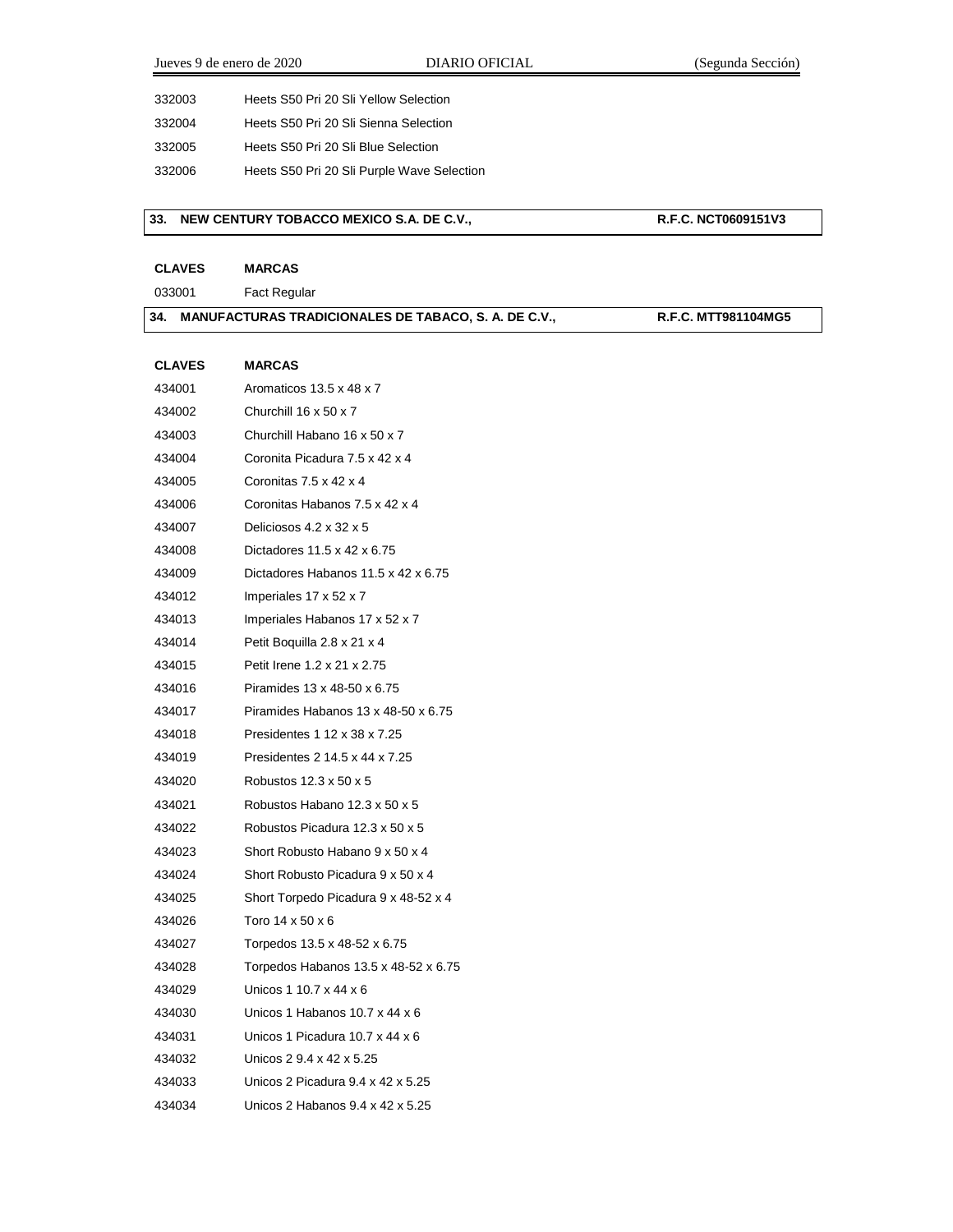| | |
|---|---|
| 332003 | Heets S50 Pri 20 Sli Yellow Selection |
| 332004 | Heets S50 Pri 20 Sli Sienna Selection |
| 332005 | Heets S50 Pri 20 Sli Blue Selection |
| 332006 | Heets S50 Pri 20 Sli Purple Wave Selection |

**33. NEW CENTURY TOBACCO MEXICO S.A. DE C.V., R.F.C. NCT0609151V3**

| CLAVES | MARCAS |
|---|---|
| 033001 | Fact Regular |

**34. MANUFACTURAS TRADICIONALES DE TABACO, S. A. DE C.V., R.F.C. MTT981104MG5**

| CLAVES | MARCAS |
|---|---|
| 434001 | Aromaticos 13.5 x 48 x 7 |
| 434002 | Churchill 16 x 50 x 7 |
| 434003 | Churchill Habano 16 x 50 x 7 |
| 434004 | Coronita Picadura 7.5 x 42 x 4 |
| 434005 | Coronitas 7.5 x 42 x 4 |
| 434006 | Coronitas Habanos 7.5 x 42 x 4 |
| 434007 | Deliciosos 4.2 x 32 x 5 |
| 434008 | Dictadores 11.5 x 42 x 6.75 |
| 434009 | Dictadores Habanos 11.5 x 42 x 6.75 |
| 434012 | Imperiales 17 x 52 x 7 |
| 434013 | Imperiales Habanos 17 x 52 x 7 |
| 434014 | Petit Boquilla 2.8 x 21 x 4 |
| 434015 | Petit Irene 1.2 x 21 x 2.75 |
| 434016 | Piramides 13 x 48-50 x 6.75 |
| 434017 | Piramides Habanos 13 x 48-50 x 6.75 |
| 434018 | Presidentes 1 12 x 38 x 7.25 |
| 434019 | Presidentes 2 14.5 x 44 x 7.25 |
| 434020 | Robustos 12.3 x 50 x 5 |
| 434021 | Robustos Habano 12.3 x 50 x 5 |
| 434022 | Robustos Picadura 12.3 x 50 x 5 |
| 434023 | Short Robusto Habano 9 x 50 x 4 |
| 434024 | Short Robusto Picadura 9 x 50 x 4 |
| 434025 | Short Torpedo Picadura 9 x 48-52 x 4 |
| 434026 | Toro 14 x 50 x 6 |
| 434027 | Torpedos 13.5 x 48-52 x 6.75 |
| 434028 | Torpedos Habanos 13.5 x 48-52 x 6.75 |
| 434029 | Unicos 1 10.7 x 44 x 6 |
| 434030 | Unicos 1 Habanos 10.7 x 44 x 6 |
| 434031 | Unicos 1 Picadura 10.7 x 44 x 6 |
| 434032 | Unicos 2 9.4 x 42 x 5.25 |
| 434033 | Unicos 2 Picadura 9.4 x 42 x 5.25 |
| 434034 | Unicos 2 Habanos 9.4 x 42 x 5.25 |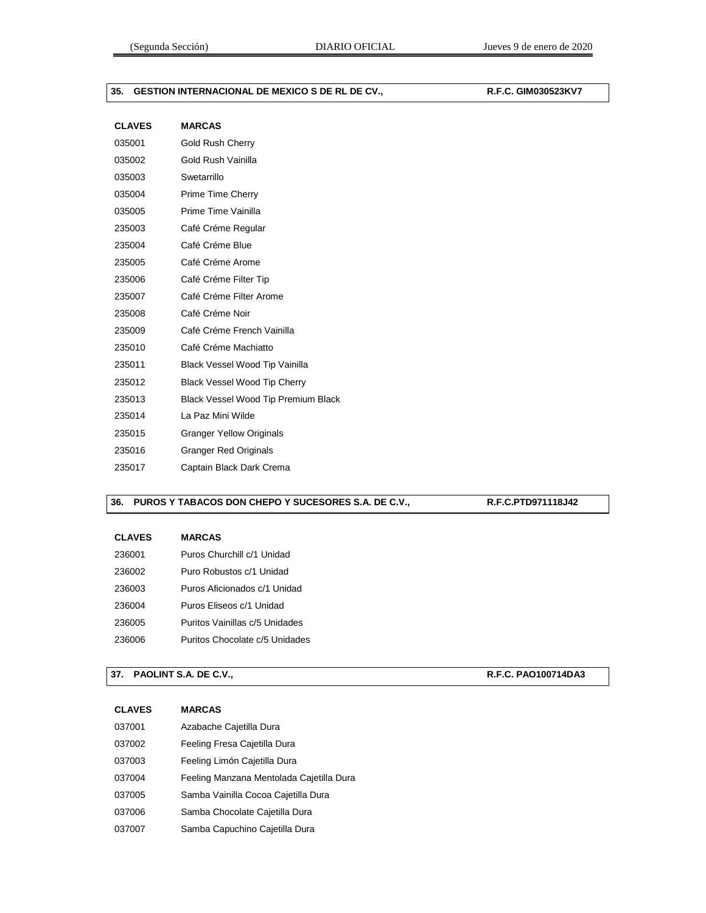**35. GESTION INTERNACIONAL DE MEXICO S DE RL DE CV., R.F.C. GIM030523KV7**

| CLAVES | MARCAS |
|---|---|
| 035001 | Gold Rush Cherry |
| 035002 | Gold Rush Vainilla |
| 035003 | Swetarrillo |
| 035004 | Prime Time Cherry |
| 035005 | Prime Time Vainilla |
| 235003 | Café Créme Regular |
| 235004 | Café Créme Blue |
| 235005 | Café Créme Arome |
| 235006 | Café Créme Filter Tip |
| 235007 | Café Créme Filter Arome |
| 235008 | Café Créme Noir |
| 235009 | Café Créme French Vainilla |
| 235010 | Café Créme Machiatto |
| 235011 | Black Vessel Wood Tip Vainilla |
| 235012 | Black Vessel Wood Tip Cherry |
| 235013 | Black Vessel Wood Tip Premium Black |
| 235014 | La Paz Mini Wilde |
| 235015 | Granger Yellow Originals |
| 235016 | Granger Red Originals |
| 235017 | Captain Black Dark Crema |

**36. PUROS Y TABACOS DON CHEPO Y SUCESORES S.A. DE C.V., R.F.C.PTD971118J42**

| CLAVES | MARCAS |
|---|---|
| 236001 | Puros Churchill c/1 Unidad |
| 236002 | Puro Robustos c/1 Unidad |
| 236003 | Puros Aficionados c/1 Unidad |
| 236004 | Puros Eliseos c/1 Unidad |
| 236005 | Puritos Vainillas c/5 Unidades |
| 236006 | Puritos Chocolate c/5 Unidades |

**37. PAOLINT S.A. DE C.V., R.F.C. PAO100714DA3**

| CLAVES | MARCAS |
|---|---|
| 037001 | Azabache Cajetilla Dura |
| 037002 | Feeling Fresa Cajetilla Dura |
| 037003 | Feeling Limón Cajetilla Dura |
| 037004 | Feeling Manzana Mentolada Cajetilla Dura |
| 037005 | Samba Vainilla Cocoa Cajetilla Dura |
| 037006 | Samba Chocolate Cajetilla Dura |
| 037007 | Samba Capuchino Cajetilla Dura |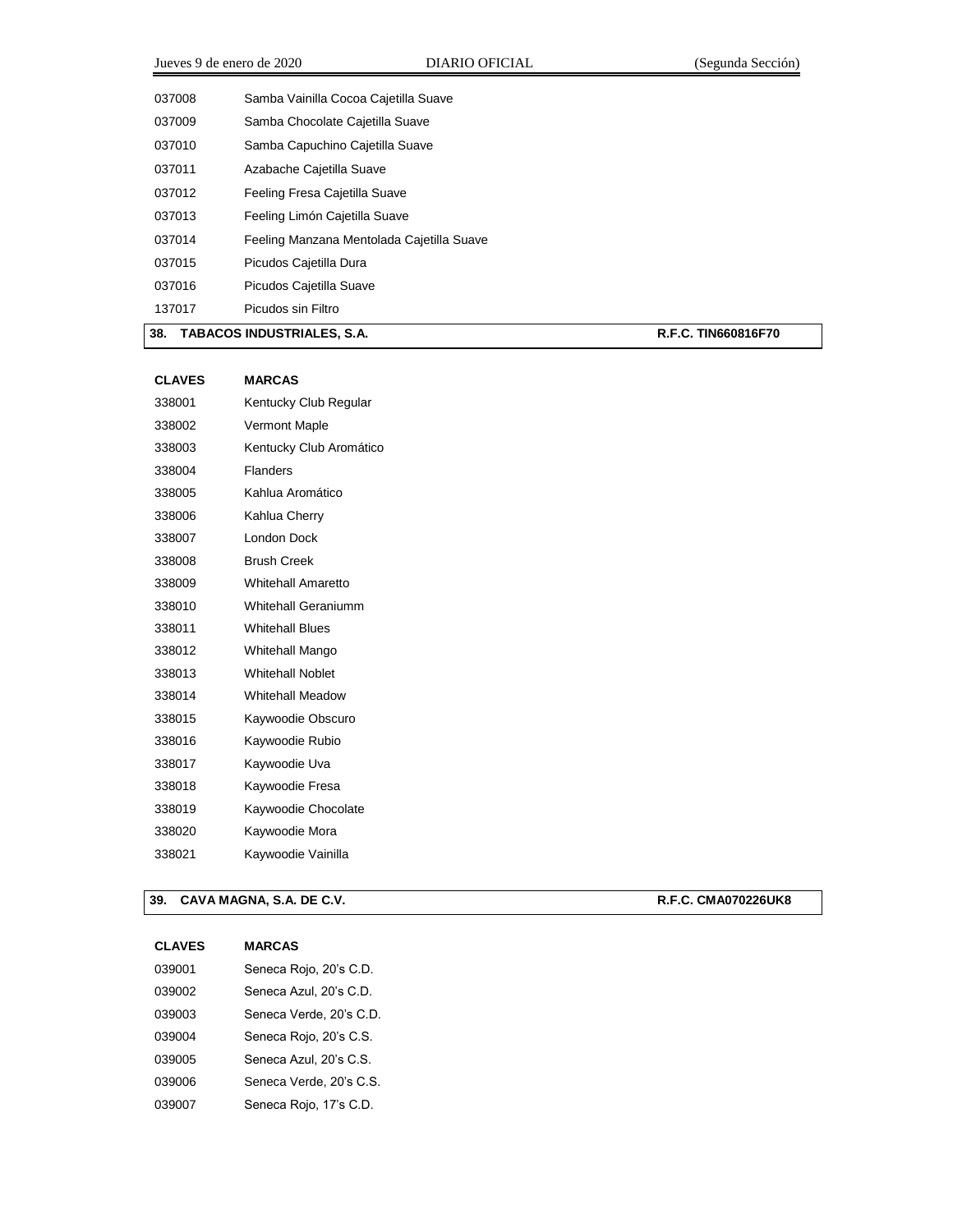| | |
|---|---|
| 037008 | Samba Vainilla Cocoa Cajetilla Suave |
| 037009 | Samba Chocolate Cajetilla Suave |
| 037010 | Samba Capuchino Cajetilla Suave |
| 037011 | Azabache Cajetilla Suave |
| 037012 | Feeling Fresa Cajetilla Suave |
| 037013 | Feeling Limón Cajetilla Suave |
| 037014 | Feeling Manzana Mentolada Cajetilla Suave |
| 037015 | Picudos Cajetilla Dura |
| 037016 | Picudos Cajetilla Suave |
| 137017 | Picudos sin Filtro |

**38. TABACOS INDUSTRIALES, S.A.** **R.F.C. TIN660816F70**

| CLAVES | MARCAS |
|---|---|
| 338001 | Kentucky Club Regular |
| 338002 | Vermont Maple |
| 338003 | Kentucky Club Aromático |
| 338004 | Flanders |
| 338005 | Kahlua Aromático |
| 338006 | Kahlua Cherry |
| 338007 | London Dock |
| 338008 | Brush Creek |
| 338009 | Whitehall Amaretto |
| 338010 | Whitehall Geraniumm |
| 338011 | Whitehall Blues |
| 338012 | Whitehall Mango |
| 338013 | Whitehall Noblet |
| 338014 | Whitehall Meadow |
| 338015 | Kaywoodie Obscuro |
| 338016 | Kaywoodie Rubio |
| 338017 | Kaywoodie Uva |
| 338018 | Kaywoodie Fresa |
| 338019 | Kaywoodie Chocolate |
| 338020 | Kaywoodie Mora |
| 338021 | Kaywoodie Vainilla |

**39. CAVA MAGNA, S.A. DE C.V.** **R.F.C. CMA070226UK8**

| CLAVES | MARCAS |
|---|---|
| 039001 | Seneca Rojo, 20's C.D. |
| 039002 | Seneca Azul, 20's C.D. |
| 039003 | Seneca Verde, 20's C.D. |
| 039004 | Seneca Rojo, 20's C.S. |
| 039005 | Seneca Azul, 20's C.S. |
| 039006 | Seneca Verde, 20's C.S. |
| 039007 | Seneca Rojo, 17's C.D. |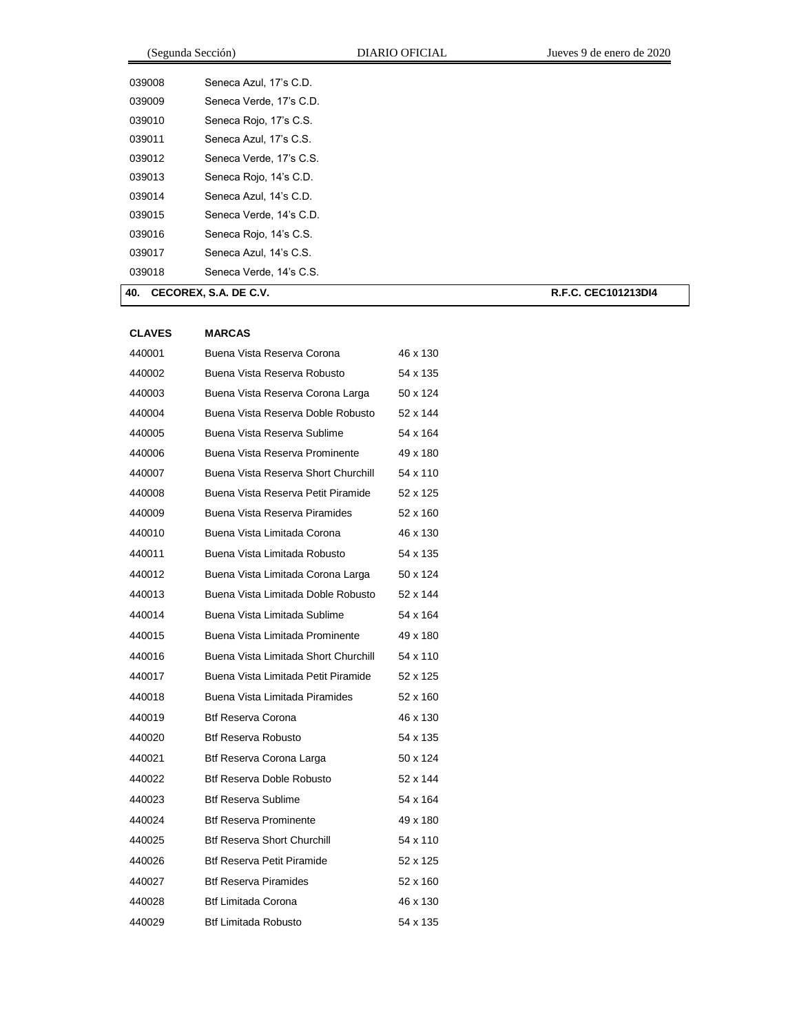| | |
|---|---|
| 039008 | Seneca Azul, 17's C.D. |
| 039009 | Seneca Verde, 17's C.D. |
| 039010 | Seneca Rojo, 17's C.S. |
| 039011 | Seneca Azul, 17's C.S. |
| 039012 | Seneca Verde, 17's C.S. |
| 039013 | Seneca Rojo, 14's C.D. |
| 039014 | Seneca Azul, 14's C.D. |
| 039015 | Seneca Verde, 14's C.D. |
| 039016 | Seneca Rojo, 14's C.S. |
| 039017 | Seneca Azul, 14's C.S. |
| 039018 | Seneca Verde, 14's C.S. |

**40. CECOREX, S.A. DE C.V.** **R.F.C. CEC101213DI4**

| **CLAVES** | **MARCAS** | |
|---|---|---|
| 440001 | Buena Vista Reserva Corona | 46 x 130 |
| 440002 | Buena Vista Reserva Robusto | 54 x 135 |
| 440003 | Buena Vista Reserva Corona Larga | 50 x 124 |
| 440004 | Buena Vista Reserva Doble Robusto | 52 x 144 |
| 440005 | Buena Vista Reserva Sublime | 54 x 164 |
| 440006 | Buena Vista Reserva Prominente | 49 x 180 |
| 440007 | Buena Vista Reserva Short Churchill | 54 x 110 |
| 440008 | Buena Vista Reserva Petit Piramide | 52 x 125 |
| 440009 | Buena Vista Reserva Piramides | 52 x 160 |
| 440010 | Buena Vista Limitada Corona | 46 x 130 |
| 440011 | Buena Vista Limitada Robusto | 54 x 135 |
| 440012 | Buena Vista Limitada Corona Larga | 50 x 124 |
| 440013 | Buena Vista Limitada Doble Robusto | 52 x 144 |
| 440014 | Buena Vista Limitada Sublime | 54 x 164 |
| 440015 | Buena Vista Limitada Prominente | 49 x 180 |
| 440016 | Buena Vista Limitada Short Churchill | 54 x 110 |
| 440017 | Buena Vista Limitada Petit Piramide | 52 x 125 |
| 440018 | Buena Vista Limitada Piramides | 52 x 160 |
| 440019 | Btf Reserva Corona | 46 x 130 |
| 440020 | Btf Reserva Robusto | 54 x 135 |
| 440021 | Btf Reserva Corona Larga | 50 x 124 |
| 440022 | Btf Reserva Doble Robusto | 52 x 144 |
| 440023 | Btf Reserva Sublime | 54 x 164 |
| 440024 | Btf Reserva Prominente | 49 x 180 |
| 440025 | Btf Reserva Short Churchill | 54 x 110 |
| 440026 | Btf Reserva Petit Piramide | 52 x 125 |
| 440027 | Btf Reserva Piramides | 52 x 160 |
| 440028 | Btf Limitada Corona | 46 x 130 |
| 440029 | Btf Limitada Robusto | 54 x 135 |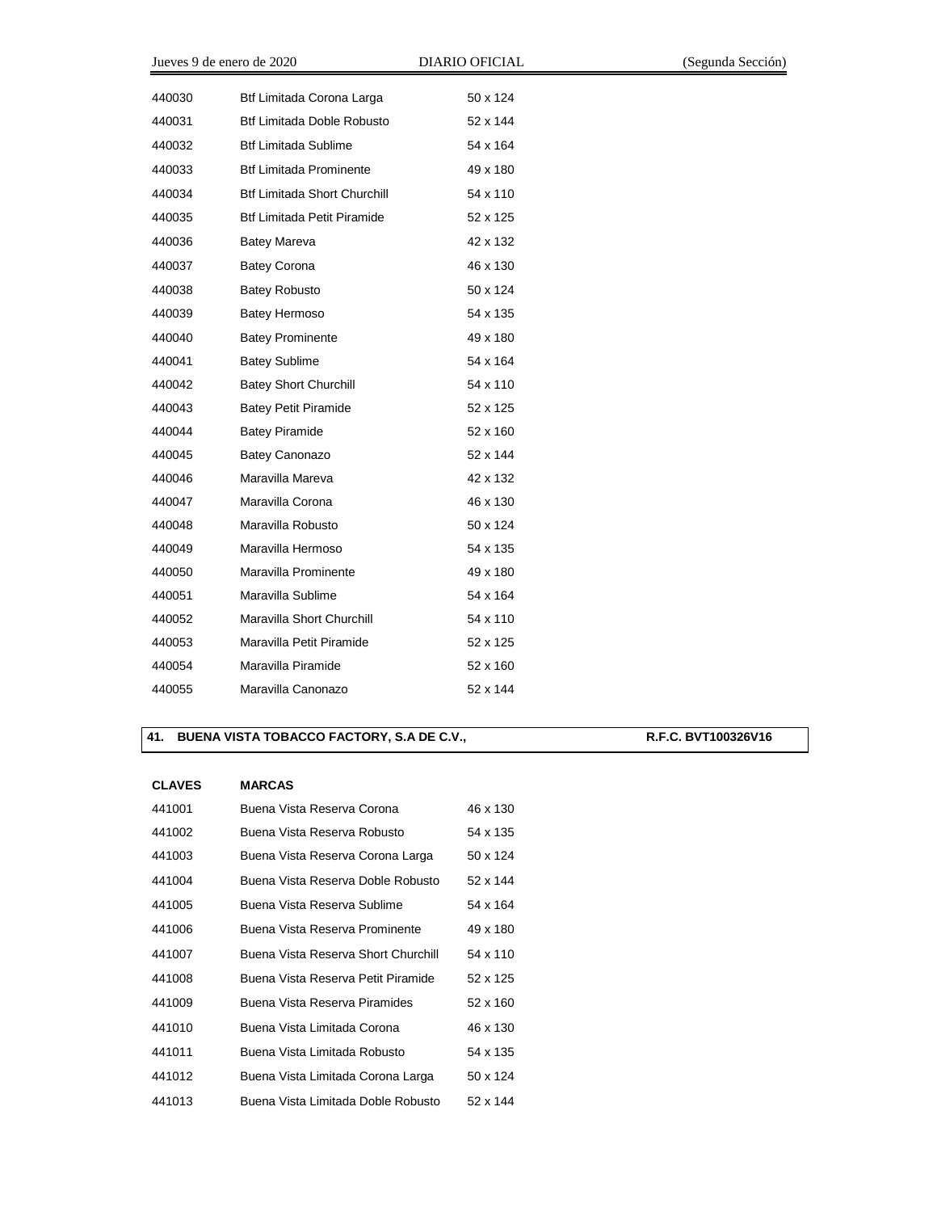| | | |
|---|---|---|
| 440030 | Btf Limitada Corona Larga | 50 x 124 |
| 440031 | Btf Limitada Doble Robusto | 52 x 144 |
| 440032 | Btf Limitada Sublime | 54 x 164 |
| 440033 | Btf Limitada Prominente | 49 x 180 |
| 440034 | Btf Limitada Short Churchill | 54 x 110 |
| 440035 | Btf Limitada Petit Piramide | 52 x 125 |
| 440036 | Batey Mareva | 42 x 132 |
| 440037 | Batey Corona | 46 x 130 |
| 440038 | Batey Robusto | 50 x 124 |
| 440039 | Batey Hermoso | 54 x 135 |
| 440040 | Batey Prominente | 49 x 180 |
| 440041 | Batey Sublime | 54 x 164 |
| 440042 | Batey Short Churchill | 54 x 110 |
| 440043 | Batey Petit Piramide | 52 x 125 |
| 440044 | Batey Piramide | 52 x 160 |
| 440045 | Batey Canonazo | 52 x 144 |
| 440046 | Maravilla Mareva | 42 x 132 |
| 440047 | Maravilla Corona | 46 x 130 |
| 440048 | Maravilla Robusto | 50 x 124 |
| 440049 | Maravilla Hermoso | 54 x 135 |
| 440050 | Maravilla Prominente | 49 x 180 |
| 440051 | Maravilla Sublime | 54 x 164 |
| 440052 | Maravilla Short Churchill | 54 x 110 |
| 440053 | Maravilla Petit Piramide | 52 x 125 |
| 440054 | Maravilla Piramide | 52 x 160 |
| 440055 | Maravilla Canonazo | 52 x 144 |

**41. BUENA VISTA TOBACCO FACTORY, S.A DE C.V., R.F.C. BVT100326V16**

| **CLAVES** | **MARCAS** | |
|---|---|---|
| 441001 | Buena Vista Reserva Corona | 46 x 130 |
| 441002 | Buena Vista Reserva Robusto | 54 x 135 |
| 441003 | Buena Vista Reserva Corona Larga | 50 x 124 |
| 441004 | Buena Vista Reserva Doble Robusto | 52 x 144 |
| 441005 | Buena Vista Reserva Sublime | 54 x 164 |
| 441006 | Buena Vista Reserva Prominente | 49 x 180 |
| 441007 | Buena Vista Reserva Short Churchill | 54 x 110 |
| 441008 | Buena Vista Reserva Petit Piramide | 52 x 125 |
| 441009 | Buena Vista Reserva Piramides | 52 x 160 |
| 441010 | Buena Vista Limitada Corona | 46 x 130 |
| 441011 | Buena Vista Limitada Robusto | 54 x 135 |
| 441012 | Buena Vista Limitada Corona Larga | 50 x 124 |
| 441013 | Buena Vista Limitada Doble Robusto | 52 x 144 |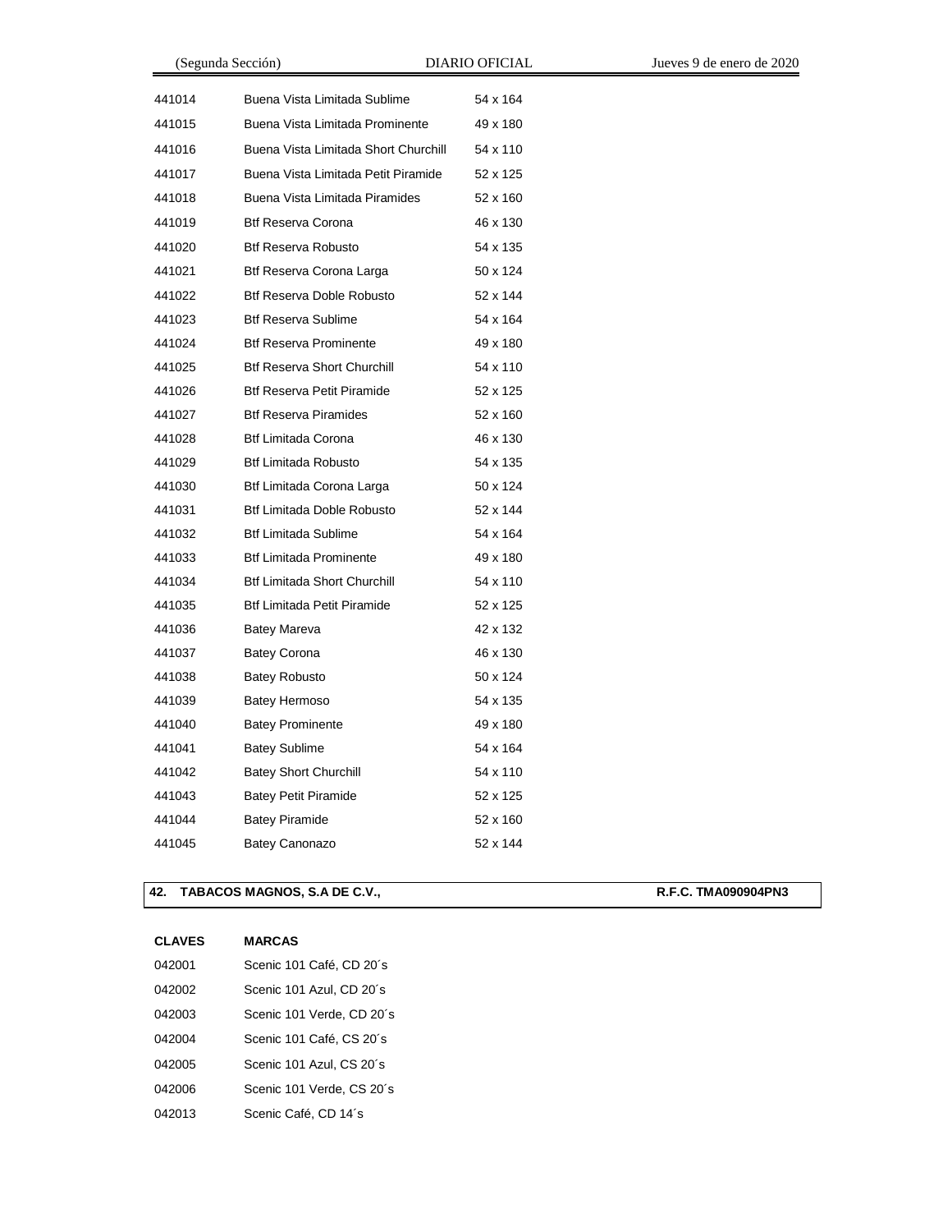| | | |
|---|---|---|
| 441014 | Buena Vista Limitada Sublime | 54 x 164 |
| 441015 | Buena Vista Limitada Prominente | 49 x 180 |
| 441016 | Buena Vista Limitada Short Churchill | 54 x 110 |
| 441017 | Buena Vista Limitada Petit Piramide | 52 x 125 |
| 441018 | Buena Vista Limitada Piramides | 52 x 160 |
| 441019 | Btf Reserva Corona | 46 x 130 |
| 441020 | Btf Reserva Robusto | 54 x 135 |
| 441021 | Btf Reserva Corona Larga | 50 x 124 |
| 441022 | Btf Reserva Doble Robusto | 52 x 144 |
| 441023 | Btf Reserva Sublime | 54 x 164 |
| 441024 | Btf Reserva Prominente | 49 x 180 |
| 441025 | Btf Reserva Short Churchill | 54 x 110 |
| 441026 | Btf Reserva Petit Piramide | 52 x 125 |
| 441027 | Btf Reserva Piramides | 52 x 160 |
| 441028 | Btf Limitada Corona | 46 x 130 |
| 441029 | Btf Limitada Robusto | 54 x 135 |
| 441030 | Btf Limitada Corona Larga | 50 x 124 |
| 441031 | Btf Limitada Doble Robusto | 52 x 144 |
| 441032 | Btf Limitada Sublime | 54 x 164 |
| 441033 | Btf Limitada Prominente | 49 x 180 |
| 441034 | Btf Limitada Short Churchill | 54 x 110 |
| 441035 | Btf Limitada Petit Piramide | 52 x 125 |
| 441036 | Batey Mareva | 42 x 132 |
| 441037 | Batey Corona | 46 x 130 |
| 441038 | Batey Robusto | 50 x 124 |
| 441039 | Batey Hermoso | 54 x 135 |
| 441040 | Batey Prominente | 49 x 180 |
| 441041 | Batey Sublime | 54 x 164 |
| 441042 | Batey Short Churchill | 54 x 110 |
| 441043 | Batey Petit Piramide | 52 x 125 |
| 441044 | Batey Piramide | 52 x 160 |
| 441045 | Batey Canonazo | 52 x 144 |

**42. TABACOS MAGNOS, S.A DE C.V., R.F.C. TMA090904PN3**

| CLAVES | MARCAS |
|---|---|
| 042001 | Scenic 101 Café, CD 20´s |
| 042002 | Scenic 101 Azul, CD 20´s |
| 042003 | Scenic 101 Verde, CD 20´s |
| 042004 | Scenic 101 Café, CS 20´s |
| 042005 | Scenic 101 Azul, CS 20´s |
| 042006 | Scenic 101 Verde, CS 20´s |
| 042013 | Scenic Café, CD 14´s |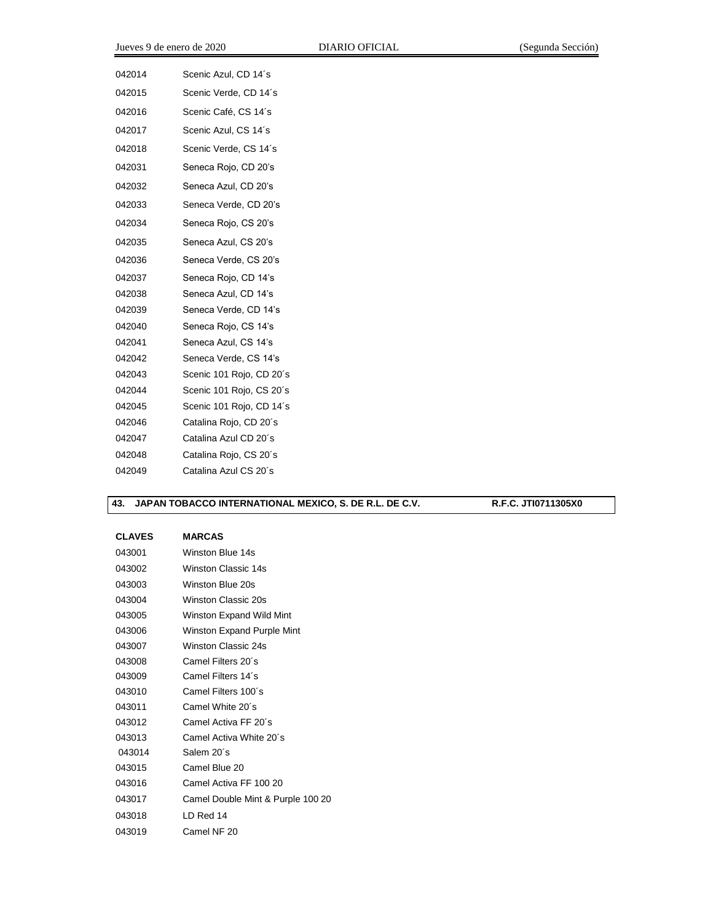| | |
|---|---|
| 042014 | Scenic Azul, CD 14´s |
| 042015 | Scenic Verde, CD 14´s |
| 042016 | Scenic Café, CS 14´s |
| 042017 | Scenic Azul, CS 14´s |
| 042018 | Scenic Verde, CS 14´s |
| 042031 | Seneca Rojo, CD 20's |
| 042032 | Seneca Azul, CD 20's |
| 042033 | Seneca Verde, CD 20's |
| 042034 | Seneca Rojo, CS 20's |
| 042035 | Seneca Azul, CS 20's |
| 042036 | Seneca Verde, CS 20's |
| 042037 | Seneca Rojo, CD 14's |
| 042038 | Seneca Azul, CD 14's |
| 042039 | Seneca Verde, CD 14's |
| 042040 | Seneca Rojo, CS 14's |
| 042041 | Seneca Azul, CS 14's |
| 042042 | Seneca Verde, CS 14's |
| 042043 | Scenic 101 Rojo, CD 20´s |
| 042044 | Scenic 101 Rojo, CS 20´s |
| 042045 | Scenic 101 Rojo, CD 14´s |
| 042046 | Catalina Rojo, CD 20´s |
| 042047 | Catalina Azul CD 20´s |
| 042048 | Catalina Rojo, CS 20´s |
| 042049 | Catalina Azul CS 20´s |

**43. JAPAN TOBACCO INTERNATIONAL MEXICO, S. DE R.L. DE C.V. R.F.C. JTI0711305X0**

| CLAVES | MARCAS |
|---|---|
| 043001 | Winston Blue 14s |
| 043002 | Winston Classic 14s |
| 043003 | Winston Blue 20s |
| 043004 | Winston Classic 20s |
| 043005 | Winston Expand Wild Mint |
| 043006 | Winston Expand Purple Mint |
| 043007 | Winston Classic 24s |
| 043008 | Camel Filters 20´s |
| 043009 | Camel Filters 14´s |
| 043010 | Camel Filters 100´s |
| 043011 | Camel White 20´s |
| 043012 | Camel Activa FF 20´s |
| 043013 | Camel Activa White 20´s |
| 043014 | Salem 20´s |
| 043015 | Camel Blue 20 |
| 043016 | Camel Activa FF 100 20 |
| 043017 | Camel Double Mint & Purple 100 20 |
| 043018 | LD Red 14 |
| 043019 | Camel NF 20 |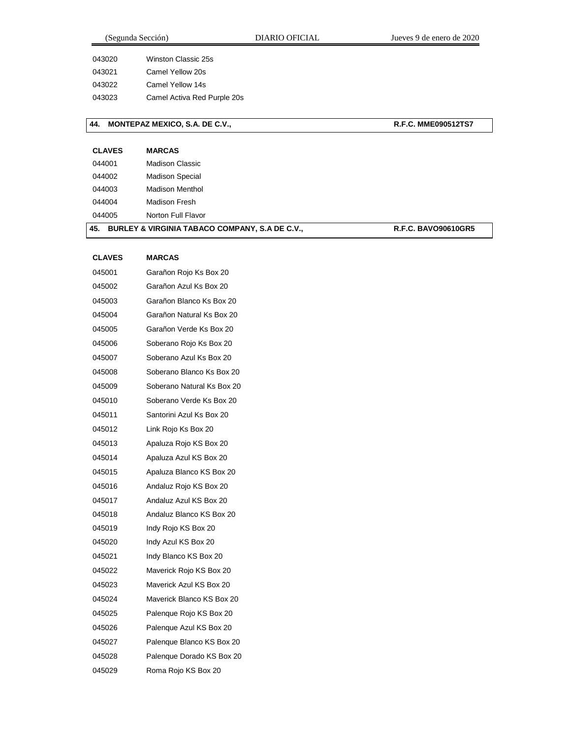| | |
|---|---|
| 043020 | Winston Classic 25s |
| 043021 | Camel Yellow 20s |
| 043022 | Camel Yellow 14s |
| 043023 | Camel Activa Red Purple 20s |

**44. MONTEPAZ MEXICO, S.A. DE C.V., R.F.C. MME090512TS7**

| CLAVES | MARCAS |
|---|---|
| 044001 | Madison Classic |
| 044002 | Madison Special |
| 044003 | Madison Menthol |
| 044004 | Madison Fresh |
| 044005 | Norton Full Flavor |

**45. BURLEY & VIRGINIA TABACO COMPANY, S.A DE C.V., R.F.C. BAVO90610GR5**

| CLAVES | MARCAS |
|---|---|
| 045001 | Garañon Rojo Ks Box 20 |
| 045002 | Garañon Azul Ks Box 20 |
| 045003 | Garañon Blanco Ks Box 20 |
| 045004 | Garañon Natural Ks Box 20 |
| 045005 | Garañon Verde Ks Box 20 |
| 045006 | Soberano Rojo Ks Box 20 |
| 045007 | Soberano Azul Ks Box 20 |
| 045008 | Soberano Blanco Ks Box 20 |
| 045009 | Soberano Natural Ks Box 20 |
| 045010 | Soberano Verde Ks Box 20 |
| 045011 | Santorini Azul Ks Box 20 |
| 045012 | Link Rojo Ks Box 20 |
| 045013 | Apaluza Rojo KS Box 20 |
| 045014 | Apaluza Azul KS Box 20 |
| 045015 | Apaluza Blanco KS Box 20 |
| 045016 | Andaluz Rojo KS Box 20 |
| 045017 | Andaluz Azul KS Box 20 |
| 045018 | Andaluz Blanco KS Box 20 |
| 045019 | Indy Rojo KS Box 20 |
| 045020 | Indy Azul KS Box 20 |
| 045021 | Indy Blanco KS Box 20 |
| 045022 | Maverick Rojo KS Box 20 |
| 045023 | Maverick Azul KS Box 20 |
| 045024 | Maverick Blanco KS Box 20 |
| 045025 | Palenque Rojo KS Box 20 |
| 045026 | Palenque Azul KS Box 20 |
| 045027 | Palenque Blanco KS Box 20 |
| 045028 | Palenque Dorado KS Box 20 |
| 045029 | Roma Rojo KS Box 20 |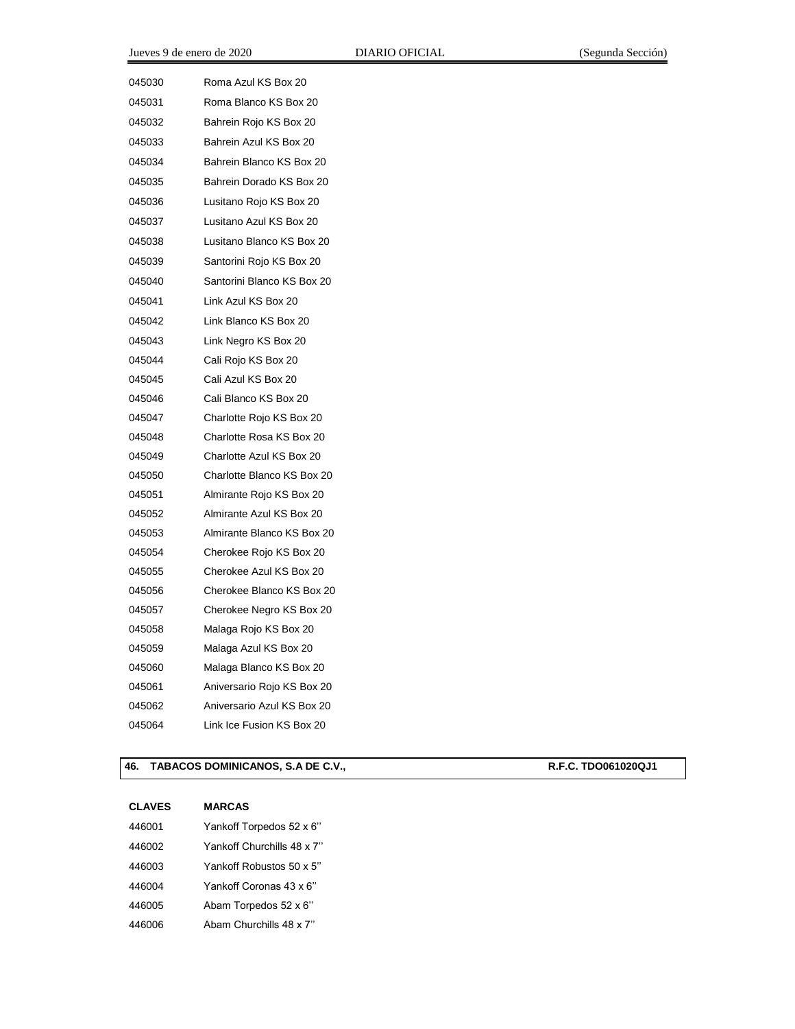| | |
|---|---|
| 045030 | Roma Azul KS Box 20 |
| 045031 | Roma Blanco KS Box 20 |
| 045032 | Bahrein Rojo KS Box 20 |
| 045033 | Bahrein Azul KS Box 20 |
| 045034 | Bahrein Blanco KS Box 20 |
| 045035 | Bahrein Dorado KS Box 20 |
| 045036 | Lusitano Rojo KS Box 20 |
| 045037 | Lusitano Azul KS Box 20 |
| 045038 | Lusitano Blanco KS Box 20 |
| 045039 | Santorini Rojo KS Box 20 |
| 045040 | Santorini Blanco KS Box 20 |
| 045041 | Link Azul KS Box 20 |
| 045042 | Link Blanco KS Box 20 |
| 045043 | Link Negro KS Box 20 |
| 045044 | Cali Rojo KS Box 20 |
| 045045 | Cali Azul KS Box 20 |
| 045046 | Cali Blanco KS Box 20 |
| 045047 | Charlotte Rojo KS Box 20 |
| 045048 | Charlotte Rosa KS Box 20 |
| 045049 | Charlotte Azul KS Box 20 |
| 045050 | Charlotte Blanco KS Box 20 |
| 045051 | Almirante Rojo KS Box 20 |
| 045052 | Almirante Azul KS Box 20 |
| 045053 | Almirante Blanco KS Box 20 |
| 045054 | Cherokee Rojo KS Box 20 |
| 045055 | Cherokee Azul KS Box 20 |
| 045056 | Cherokee Blanco KS Box 20 |
| 045057 | Cherokee Negro KS Box 20 |
| 045058 | Malaga Rojo KS Box 20 |
| 045059 | Malaga Azul KS Box 20 |
| 045060 | Malaga Blanco KS Box 20 |
| 045061 | Aniversario Rojo KS Box 20 |
| 045062 | Aniversario Azul KS Box 20 |
| 045064 | Link Ice Fusion KS Box 20 |

**46. TABACOS DOMINICANOS, S.A DE C.V., R.F.C. TDO061020QJ1**

| CLAVES | MARCAS |
|---|---|
| 446001 | Yankoff Torpedos 52 x 6'' |
| 446002 | Yankoff Churchills 48 x 7'' |
| 446003 | Yankoff Robustos 50 x 5'' |
| 446004 | Yankoff Coronas 43 x 6'' |
| 446005 | Abam Torpedos 52 x 6'' |
| 446006 | Abam Churchills 48 x 7'' |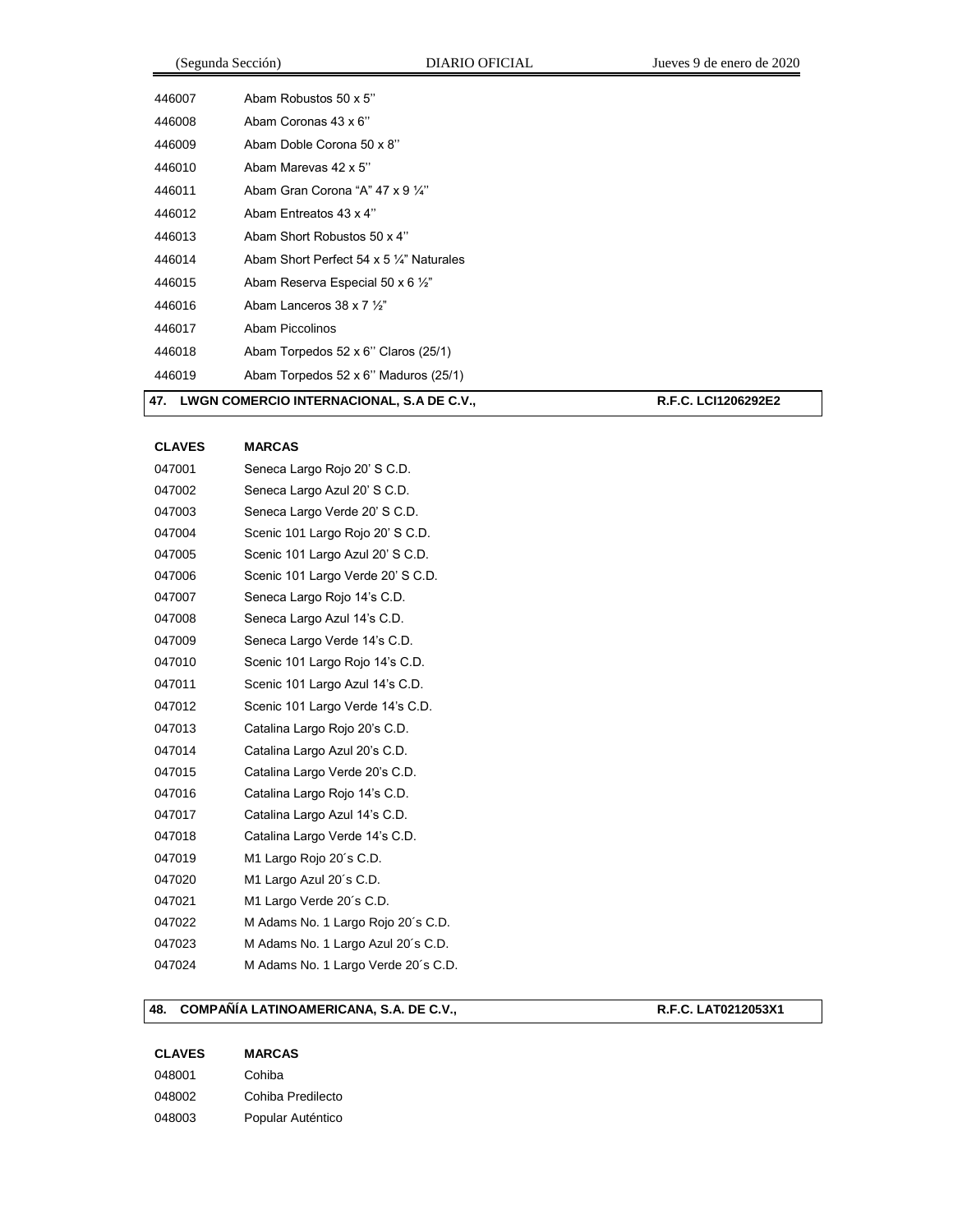| | |
|---|---|
| 446007 | Abam Robustos 50 x 5'' |
| 446008 | Abam Coronas 43 x 6'' |
| 446009 | Abam Doble Corona 50 x 8'' |
| 446010 | Abam Marevas 42 x 5'' |
| 446011 | Abam Gran Corona "A" 47 x 9 ¼'' |
| 446012 | Abam Entreatos 43 x 4'' |
| 446013 | Abam Short Robustos 50 x 4'' |
| 446014 | Abam Short Perfect 54 x 5 ¼" Naturales |
| 446015 | Abam Reserva Especial 50 x 6 ½" |
| 446016 | Abam Lanceros 38 x 7 ½" |
| 446017 | Abam Piccolinos |
| 446018 | Abam Torpedos 52 x 6'' Claros (25/1) |
| 446019 | Abam Torpedos 52 x 6'' Maduros (25/1) |

**47. LWGN COMERCIO INTERNACIONAL, S.A DE C.V., R.F.C. LCI1206292E2**

| CLAVES | MARCAS |
|---|---|
| 047001 | Seneca Largo Rojo 20' S C.D. |
| 047002 | Seneca Largo Azul 20' S C.D. |
| 047003 | Seneca Largo Verde 20' S C.D. |
| 047004 | Scenic 101 Largo Rojo 20' S C.D. |
| 047005 | Scenic 101 Largo Azul 20' S C.D. |
| 047006 | Scenic 101 Largo Verde 20' S C.D. |
| 047007 | Seneca Largo Rojo 14's C.D. |
| 047008 | Seneca Largo Azul 14's C.D. |
| 047009 | Seneca Largo Verde 14's C.D. |
| 047010 | Scenic 101 Largo Rojo 14's C.D. |
| 047011 | Scenic 101 Largo Azul 14's C.D. |
| 047012 | Scenic 101 Largo Verde 14's C.D. |
| 047013 | Catalina Largo Rojo 20's C.D. |
| 047014 | Catalina Largo Azul 20's C.D. |
| 047015 | Catalina Largo Verde 20's C.D. |
| 047016 | Catalina Largo Rojo 14's C.D. |
| 047017 | Catalina Largo Azul 14's C.D. |
| 047018 | Catalina Largo Verde 14's C.D. |
| 047019 | M1 Largo Rojo 20´s C.D. |
| 047020 | M1 Largo Azul 20´s C.D. |
| 047021 | M1 Largo Verde 20´s C.D. |
| 047022 | M Adams No. 1 Largo Rojo 20´s C.D. |
| 047023 | M Adams No. 1 Largo Azul 20´s C.D. |
| 047024 | M Adams No. 1 Largo Verde 20´s C.D. |

**48. COMPAÑÍA LATINOAMERICANA, S.A. DE C.V., R.F.C. LAT0212053X1**

| CLAVES | MARCAS |
|---|---|
| 048001 | Cohiba |
| 048002 | Cohiba Predilecto |
| 048003 | Popular Auténtico |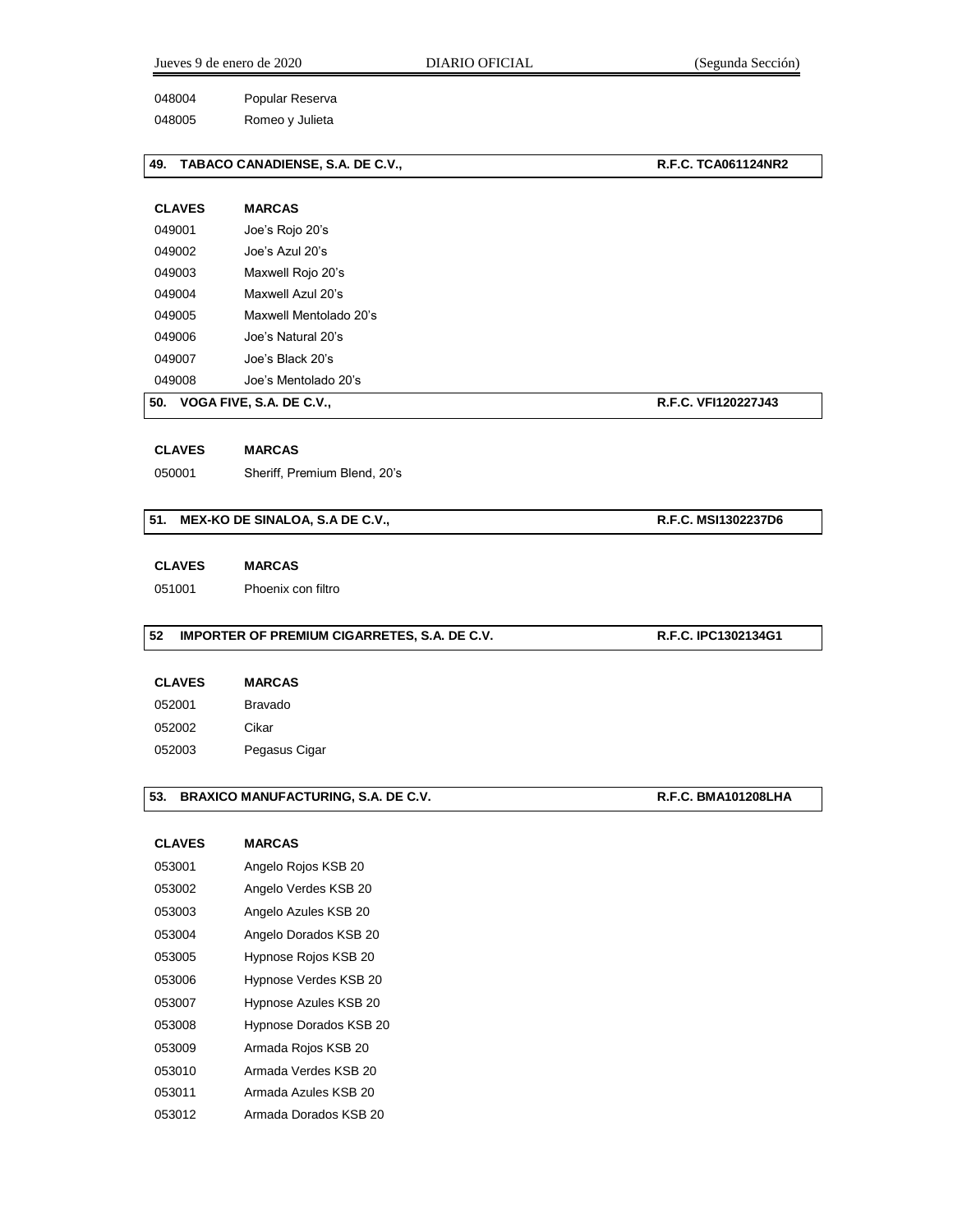| | |
|---|---|
| 048004 | Popular Reserva |
| 048005 | Romeo y Julieta |

**49. TABACO CANADIENSE, S.A. DE C.V., R.F.C. TCA061124NR2**

| CLAVES | MARCAS |
|---|---|
| 049001 | Joe's Rojo 20's |
| 049002 | Joe's Azul 20's |
| 049003 | Maxwell Rojo 20's |
| 049004 | Maxwell Azul 20's |
| 049005 | Maxwell Mentolado 20's |
| 049006 | Joe's Natural 20's |
| 049007 | Joe's Black 20's |
| 049008 | Joe's Mentolado 20's |

**50. VOGA FIVE, S.A. DE C.V., R.F.C. VFI120227J43**

| CLAVES | MARCAS |
|---|---|
| 050001 | Sheriff, Premium Blend, 20's |

**51. MEX-KO DE SINALOA, S.A DE C.V., R.F.C. MSI1302237D6**

| CLAVES | MARCAS |
|---|---|
| 051001 | Phoenix con filtro |

**52 IMPORTER OF PREMIUM CIGARRETES, S.A. DE C.V. R.F.C. IPC1302134G1**

| CLAVES | MARCAS |
|---|---|
| 052001 | Bravado |
| 052002 | Cikar |
| 052003 | Pegasus Cigar |

**53. BRAXICO MANUFACTURING, S.A. DE C.V. R.F.C. BMA101208LHA**

| CLAVES | MARCAS |
|---|---|
| 053001 | Angelo Rojos KSB 20 |
| 053002 | Angelo Verdes KSB 20 |
| 053003 | Angelo Azules KSB 20 |
| 053004 | Angelo Dorados KSB 20 |
| 053005 | Hypnose Rojos KSB 20 |
| 053006 | Hypnose Verdes KSB 20 |
| 053007 | Hypnose Azules KSB 20 |
| 053008 | Hypnose Dorados KSB 20 |
| 053009 | Armada Rojos KSB 20 |
| 053010 | Armada Verdes KSB 20 |
| 053011 | Armada Azules KSB 20 |
| 053012 | Armada Dorados KSB 20 |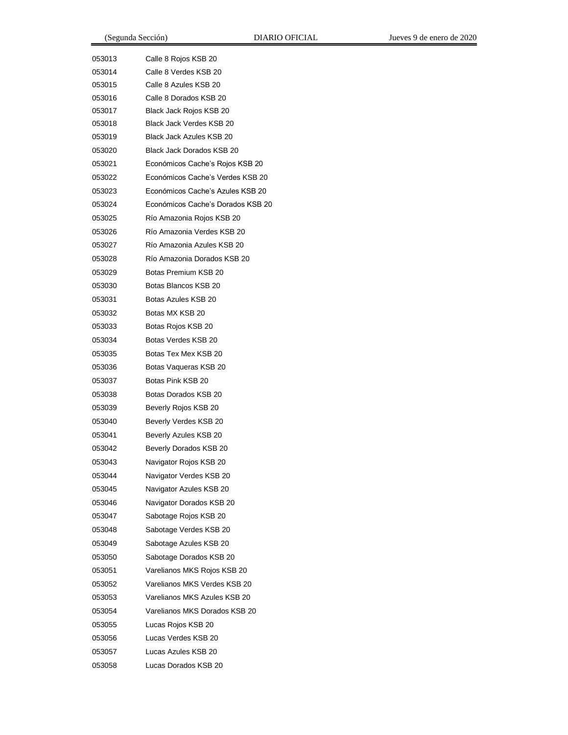| | |
|---|---|
| 053013 | Calle 8 Rojos KSB 20 |
| 053014 | Calle 8 Verdes KSB 20 |
| 053015 | Calle 8 Azules KSB 20 |
| 053016 | Calle 8 Dorados KSB 20 |
| 053017 | Black Jack Rojos KSB 20 |
| 053018 | Black Jack Verdes KSB 20 |
| 053019 | Black Jack Azules KSB 20 |
| 053020 | Black Jack Dorados KSB 20 |
| 053021 | Económicos Cache's Rojos KSB 20 |
| 053022 | Económicos Cache's Verdes KSB 20 |
| 053023 | Económicos Cache's Azules KSB 20 |
| 053024 | Económicos Cache's Dorados KSB 20 |
| 053025 | Río Amazonia Rojos KSB 20 |
| 053026 | Río Amazonia Verdes KSB 20 |
| 053027 | Río Amazonia Azules KSB 20 |
| 053028 | Río Amazonia Dorados KSB 20 |
| 053029 | Botas Premium KSB 20 |
| 053030 | Botas Blancos KSB 20 |
| 053031 | Botas Azules KSB 20 |
| 053032 | Botas MX KSB 20 |
| 053033 | Botas Rojos KSB 20 |
| 053034 | Botas Verdes KSB 20 |
| 053035 | Botas Tex Mex KSB 20 |
| 053036 | Botas Vaqueras KSB 20 |
| 053037 | Botas Pink KSB 20 |
| 053038 | Botas Dorados KSB 20 |
| 053039 | Beverly Rojos KSB 20 |
| 053040 | Beverly Verdes KSB 20 |
| 053041 | Beverly Azules KSB 20 |
| 053042 | Beverly Dorados KSB 20 |
| 053043 | Navigator Rojos KSB 20 |
| 053044 | Navigator Verdes KSB 20 |
| 053045 | Navigator Azules KSB 20 |
| 053046 | Navigator Dorados KSB 20 |
| 053047 | Sabotage Rojos KSB 20 |
| 053048 | Sabotage Verdes KSB 20 |
| 053049 | Sabotage Azules KSB 20 |
| 053050 | Sabotage Dorados KSB 20 |
| 053051 | Varelianos MKS Rojos KSB 20 |
| 053052 | Varelianos MKS Verdes KSB 20 |
| 053053 | Varelianos MKS Azules KSB 20 |
| 053054 | Varelianos MKS Dorados KSB 20 |
| 053055 | Lucas Rojos KSB 20 |
| 053056 | Lucas Verdes KSB 20 |
| 053057 | Lucas Azules KSB 20 |
| 053058 | Lucas Dorados KSB 20 |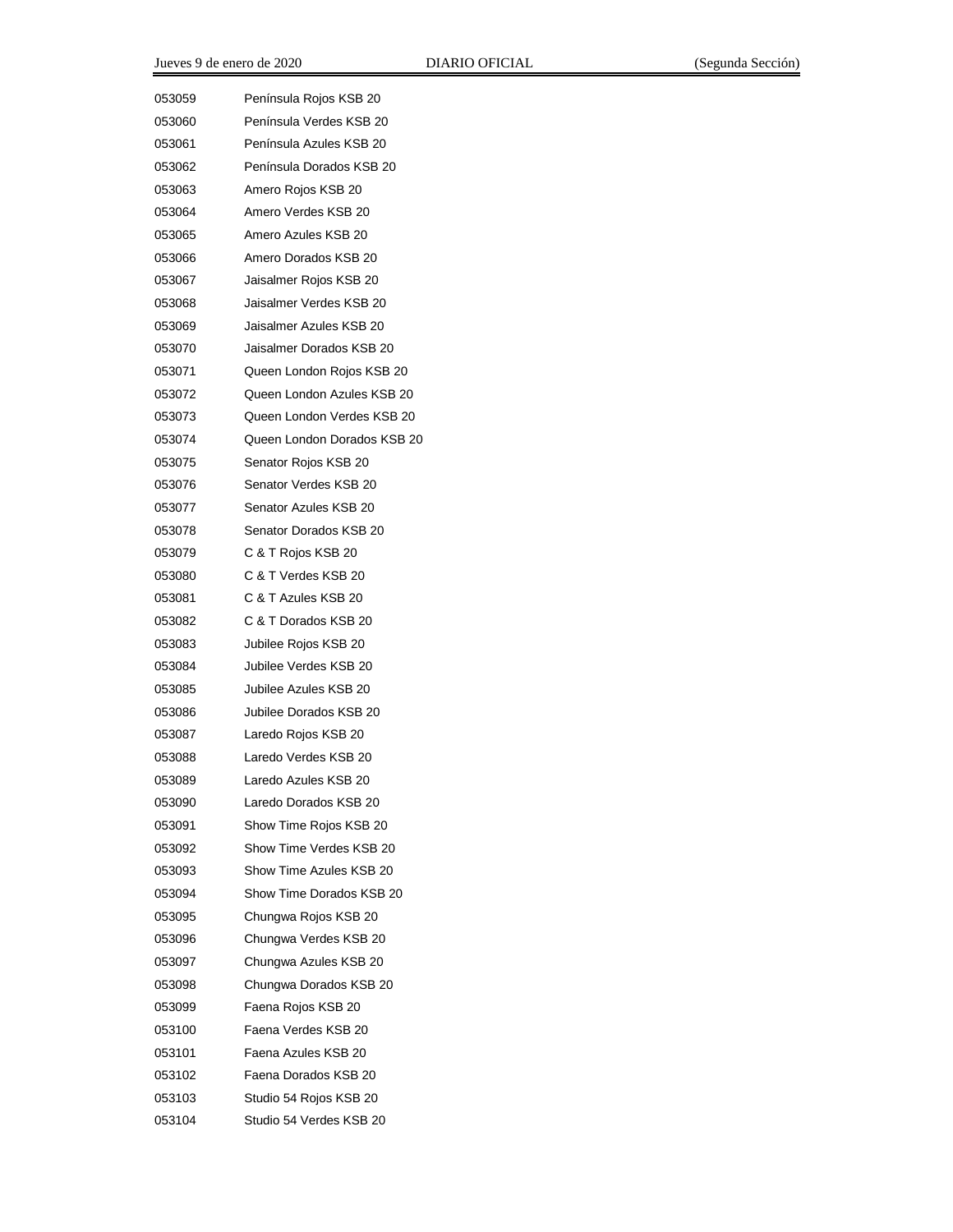| | |
|---|---|
| 053059 | Península Rojos KSB 20 |
| 053060 | Península Verdes KSB 20 |
| 053061 | Península Azules KSB 20 |
| 053062 | Península Dorados KSB 20 |
| 053063 | Amero Rojos KSB 20 |
| 053064 | Amero Verdes KSB 20 |
| 053065 | Amero Azules KSB 20 |
| 053066 | Amero Dorados KSB 20 |
| 053067 | Jaisalmer Rojos KSB 20 |
| 053068 | Jaisalmer Verdes KSB 20 |
| 053069 | Jaisalmer Azules KSB 20 |
| 053070 | Jaisalmer Dorados KSB 20 |
| 053071 | Queen London Rojos KSB 20 |
| 053072 | Queen London Azules KSB 20 |
| 053073 | Queen London Verdes KSB 20 |
| 053074 | Queen London Dorados KSB 20 |
| 053075 | Senator Rojos KSB 20 |
| 053076 | Senator Verdes KSB 20 |
| 053077 | Senator Azules KSB 20 |
| 053078 | Senator Dorados KSB 20 |
| 053079 | C & T Rojos KSB 20 |
| 053080 | C & T Verdes KSB 20 |
| 053081 | C & T Azules KSB 20 |
| 053082 | C & T Dorados KSB 20 |
| 053083 | Jubilee Rojos KSB 20 |
| 053084 | Jubilee Verdes KSB 20 |
| 053085 | Jubilee Azules KSB 20 |
| 053086 | Jubilee Dorados KSB 20 |
| 053087 | Laredo Rojos KSB 20 |
| 053088 | Laredo Verdes KSB 20 |
| 053089 | Laredo Azules KSB 20 |
| 053090 | Laredo Dorados KSB 20 |
| 053091 | Show Time Rojos KSB 20 |
| 053092 | Show Time Verdes KSB 20 |
| 053093 | Show Time Azules KSB 20 |
| 053094 | Show Time Dorados KSB 20 |
| 053095 | Chungwa Rojos KSB 20 |
| 053096 | Chungwa Verdes KSB 20 |
| 053097 | Chungwa Azules KSB 20 |
| 053098 | Chungwa Dorados KSB 20 |
| 053099 | Faena Rojos KSB 20 |
| 053100 | Faena Verdes KSB 20 |
| 053101 | Faena Azules KSB 20 |
| 053102 | Faena Dorados KSB 20 |
| 053103 | Studio 54 Rojos KSB 20 |
| 053104 | Studio 54 Verdes KSB 20 |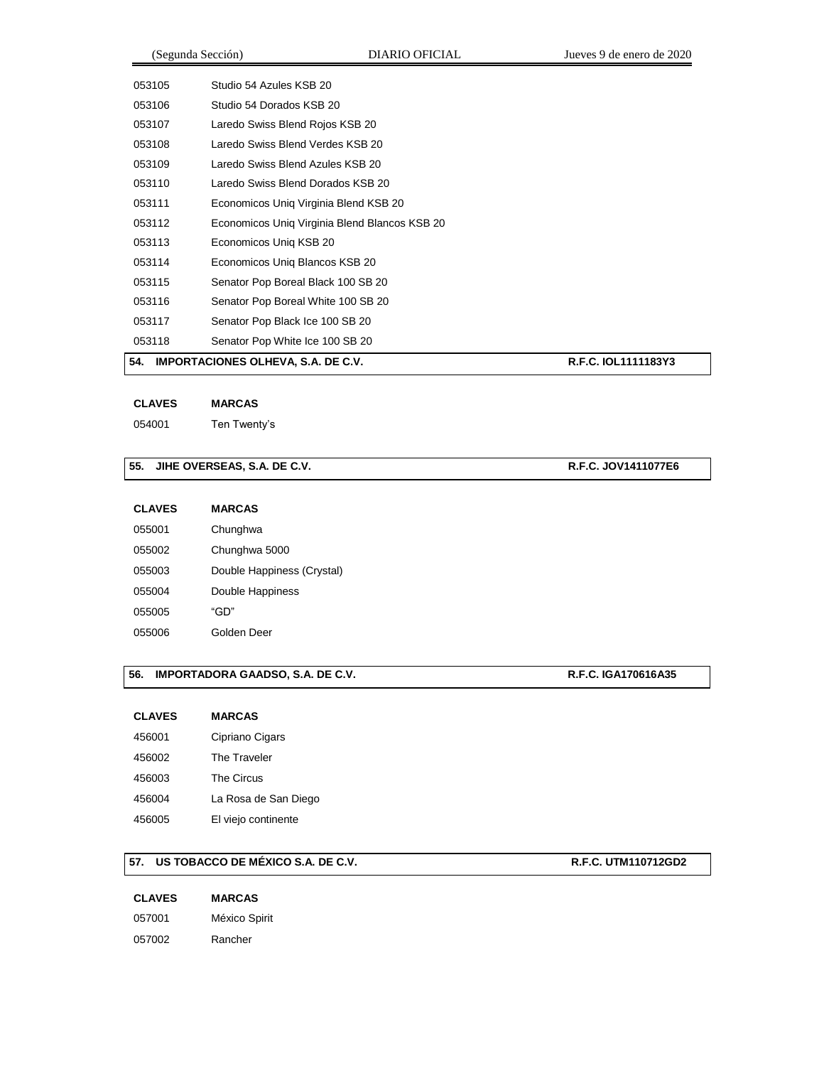| | |
|---|---|
| 053105 | Studio 54 Azules KSB 20 |
| 053106 | Studio 54 Dorados KSB 20 |
| 053107 | Laredo Swiss Blend Rojos KSB 20 |
| 053108 | Laredo Swiss Blend Verdes KSB 20 |
| 053109 | Laredo Swiss Blend Azules KSB 20 |
| 053110 | Laredo Swiss Blend Dorados KSB 20 |
| 053111 | Economicos Uniq Virginia Blend KSB 20 |
| 053112 | Economicos Uniq Virginia Blend Blancos KSB 20 |
| 053113 | Economicos Uniq KSB 20 |
| 053114 | Economicos Uniq Blancos KSB 20 |
| 053115 | Senator Pop Boreal Black 100 SB 20 |
| 053116 | Senator Pop Boreal White 100 SB 20 |
| 053117 | Senator Pop Black Ice 100 SB 20 |
| 053118 | Senator Pop White Ice 100 SB 20 |

**54. IMPORTACIONES OLHEVA, S.A. DE C.V. R.F.C. IOL1111183Y3**

| CLAVES | MARCAS |
|---|---|
| 054001 | Ten Twenty's |

**55. JIHE OVERSEAS, S.A. DE C.V. R.F.C. JOV1411077E6**

| CLAVES | MARCAS |
|---|---|
| 055001 | Chunghwa |
| 055002 | Chunghwa 5000 |
| 055003 | Double Happiness (Crystal) |
| 055004 | Double Happiness |
| 055005 | "GD" |
| 055006 | Golden Deer |

**56. IMPORTADORA GAADSO, S.A. DE C.V. R.F.C. IGA170616A35**

| CLAVES | MARCAS |
|---|---|
| 456001 | Cipriano Cigars |
| 456002 | The Traveler |
| 456003 | The Circus |
| 456004 | La Rosa de San Diego |
| 456005 | El viejo continente |

**57. US TOBACCO DE MÉXICO S.A. DE C.V. R.F.C. UTM110712GD2**

| CLAVES | MARCAS |
|---|---|
| 057001 | México Spirit |
| 057002 | Rancher |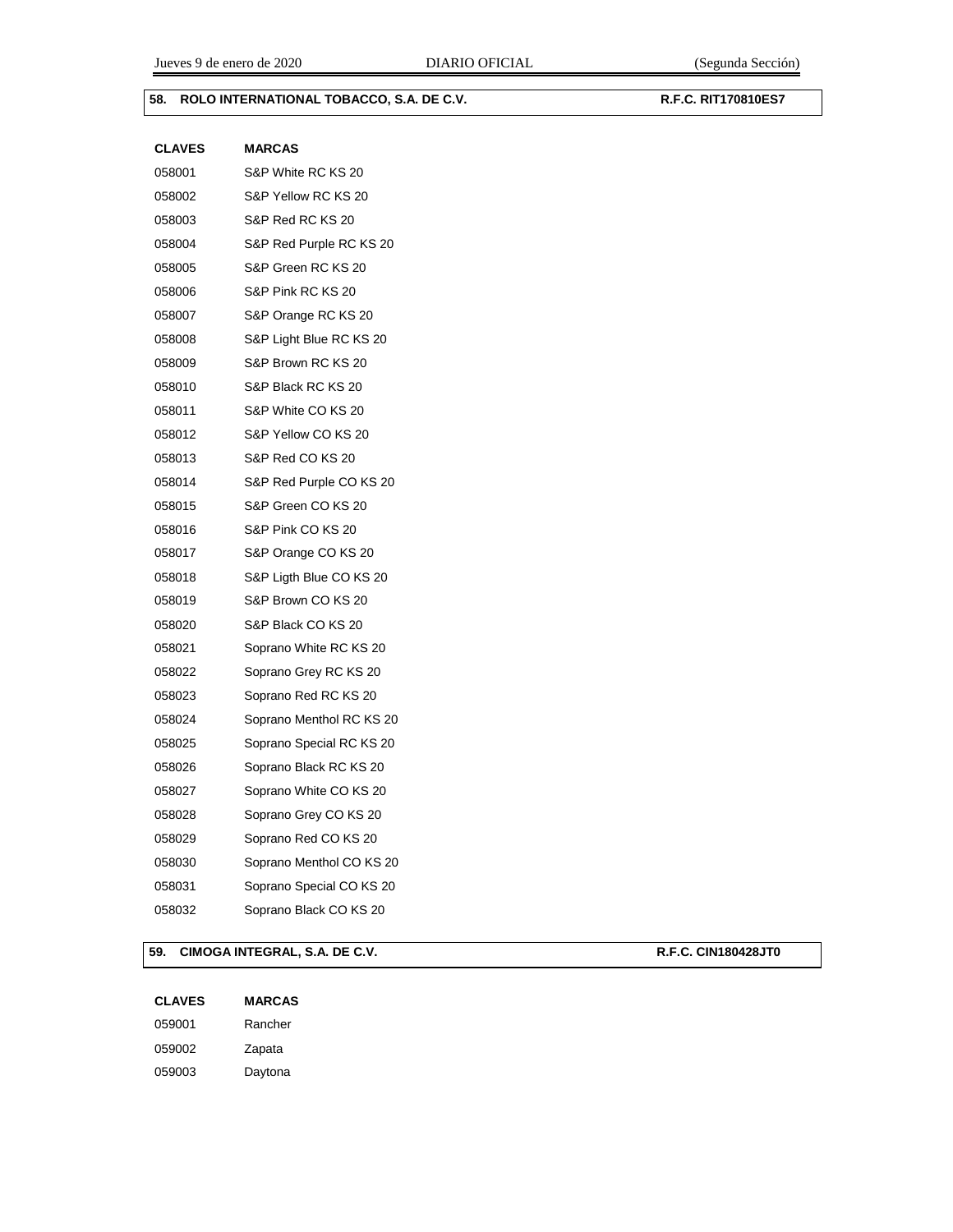| 58. ROLO INTERNATIONAL TOBACCO, S.A. DE C.V. | R.F.C. RIT170810ES7 |
|---|---|

| CLAVES | MARCAS |
|---|---|
| 058001 | S&P White RC KS 20 |
| 058002 | S&P Yellow RC KS 20 |
| 058003 | S&P Red RC KS 20 |
| 058004 | S&P Red Purple RC KS 20 |
| 058005 | S&P Green RC KS 20 |
| 058006 | S&P Pink RC KS 20 |
| 058007 | S&P Orange RC KS 20 |
| 058008 | S&P Light Blue RC KS 20 |
| 058009 | S&P Brown RC KS 20 |
| 058010 | S&P Black RC KS 20 |
| 058011 | S&P White CO KS 20 |
| 058012 | S&P Yellow CO KS 20 |
| 058013 | S&P Red CO KS 20 |
| 058014 | S&P Red Purple CO KS 20 |
| 058015 | S&P Green CO KS 20 |
| 058016 | S&P Pink CO KS 20 |
| 058017 | S&P Orange CO KS 20 |
| 058018 | S&P Ligth Blue CO KS 20 |
| 058019 | S&P Brown CO KS 20 |
| 058020 | S&P Black CO KS 20 |
| 058021 | Soprano White RC KS 20 |
| 058022 | Soprano Grey RC KS 20 |
| 058023 | Soprano Red RC KS 20 |
| 058024 | Soprano Menthol RC KS 20 |
| 058025 | Soprano Special RC KS 20 |
| 058026 | Soprano Black RC KS 20 |
| 058027 | Soprano White CO KS 20 |
| 058028 | Soprano Grey CO KS 20 |
| 058029 | Soprano Red CO KS 20 |
| 058030 | Soprano Menthol CO KS 20 |
| 058031 | Soprano Special CO KS 20 |
| 058032 | Soprano Black CO KS 20 |

| 59. CIMOGA INTEGRAL, S.A. DE C.V. | R.F.C. CIN180428JT0 |
|---|---|

| CLAVES | MARCAS |
|---|---|
| 059001 | Rancher |
| 059002 | Zapata |
| 059003 | Daytona |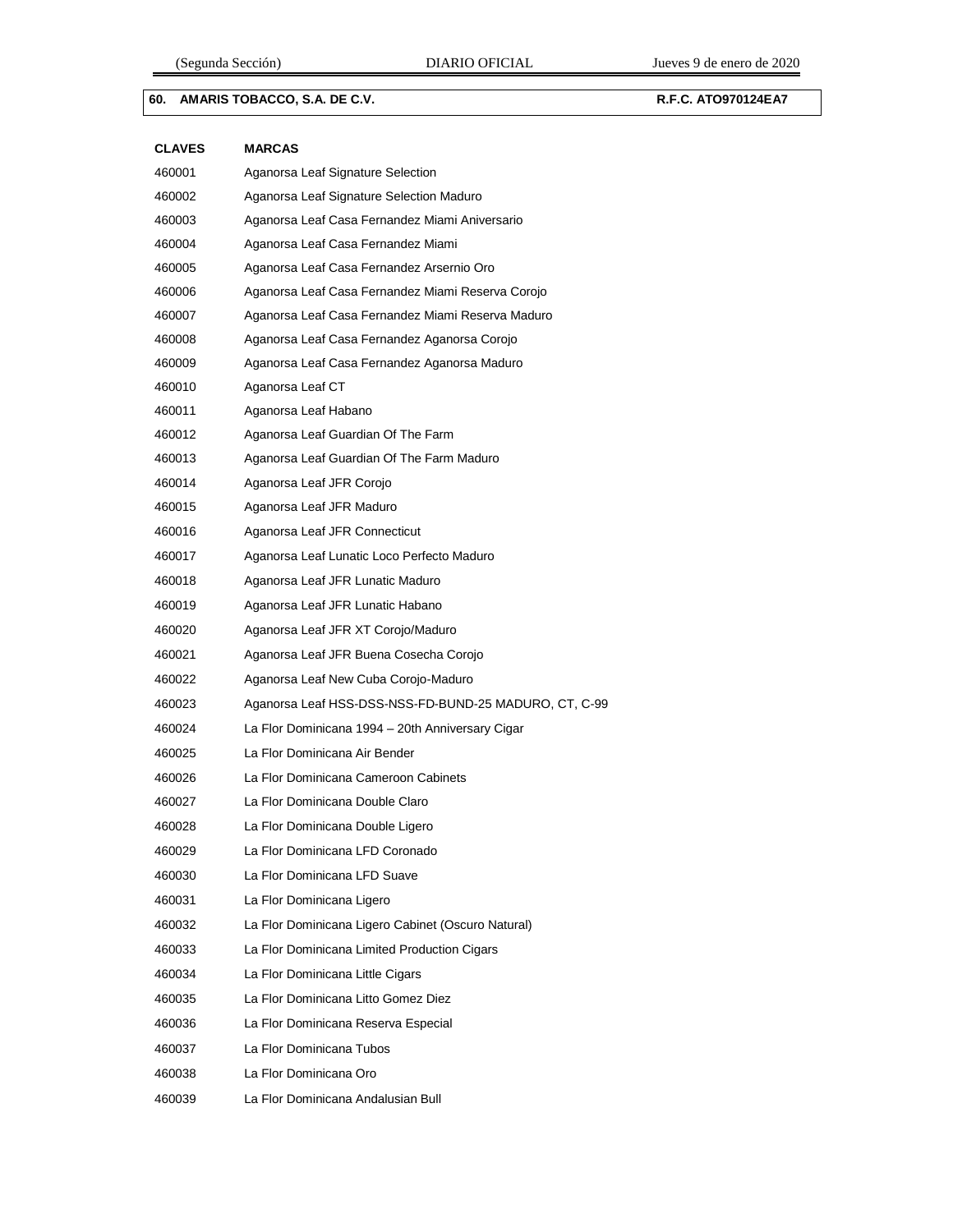| 60. AMARIS TOBACCO, S.A. DE C.V. | R.F.C. ATO970124EA7 |
|---|---|

| CLAVES | MARCAS |
|---|---|
| 460001 | Aganorsa Leaf Signature Selection |
| 460002 | Aganorsa Leaf Signature Selection Maduro |
| 460003 | Aganorsa Leaf Casa Fernandez Miami Aniversario |
| 460004 | Aganorsa Leaf Casa Fernandez Miami |
| 460005 | Aganorsa Leaf Casa Fernandez Arsernio Oro |
| 460006 | Aganorsa Leaf Casa Fernandez Miami Reserva Corojo |
| 460007 | Aganorsa Leaf Casa Fernandez Miami Reserva Maduro |
| 460008 | Aganorsa Leaf Casa Fernandez Aganorsa Corojo |
| 460009 | Aganorsa Leaf Casa Fernandez Aganorsa Maduro |
| 460010 | Aganorsa Leaf CT |
| 460011 | Aganorsa Leaf Habano |
| 460012 | Aganorsa Leaf Guardian Of The Farm |
| 460013 | Aganorsa Leaf Guardian Of The Farm Maduro |
| 460014 | Aganorsa Leaf JFR Corojo |
| 460015 | Aganorsa Leaf JFR Maduro |
| 460016 | Aganorsa Leaf JFR Connecticut |
| 460017 | Aganorsa Leaf Lunatic Loco Perfecto Maduro |
| 460018 | Aganorsa Leaf JFR Lunatic Maduro |
| 460019 | Aganorsa Leaf JFR Lunatic Habano |
| 460020 | Aganorsa Leaf JFR XT Corojo/Maduro |
| 460021 | Aganorsa Leaf JFR Buena Cosecha Corojo |
| 460022 | Aganorsa Leaf New Cuba Corojo-Maduro |
| 460023 | Aganorsa Leaf HSS-DSS-NSS-FD-BUND-25 MADURO, CT, C-99 |
| 460024 | La Flor Dominicana 1994 – 20th Anniversary Cigar |
| 460025 | La Flor Dominicana Air Bender |
| 460026 | La Flor Dominicana Cameroon Cabinets |
| 460027 | La Flor Dominicana Double Claro |
| 460028 | La Flor Dominicana Double Ligero |
| 460029 | La Flor Dominicana LFD Coronado |
| 460030 | La Flor Dominicana LFD Suave |
| 460031 | La Flor Dominicana Ligero |
| 460032 | La Flor Dominicana Ligero Cabinet (Oscuro Natural) |
| 460033 | La Flor Dominicana Limited Production Cigars |
| 460034 | La Flor Dominicana Little Cigars |
| 460035 | La Flor Dominicana Litto Gomez Diez |
| 460036 | La Flor Dominicana Reserva Especial |
| 460037 | La Flor Dominicana Tubos |
| 460038 | La Flor Dominicana Oro |
| 460039 | La Flor Dominicana Andalusian Bull |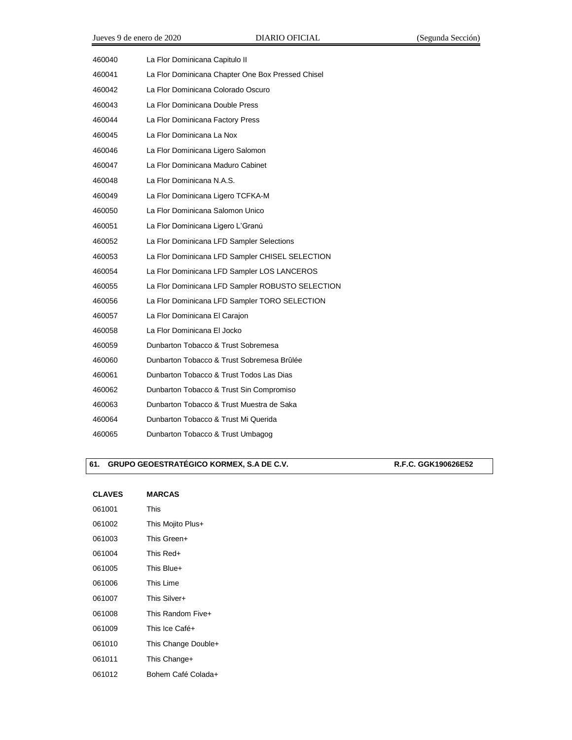| | |
|---|---|
| 460040 | La Flor Dominicana Capitulo II |
| 460041 | La Flor Dominicana Chapter One Box Pressed Chisel |
| 460042 | La Flor Dominicana Colorado Oscuro |
| 460043 | La Flor Dominicana Double Press |
| 460044 | La Flor Dominicana Factory Press |
| 460045 | La Flor Dominicana La Nox |
| 460046 | La Flor Dominicana Ligero Salomon |
| 460047 | La Flor Dominicana Maduro Cabinet |
| 460048 | La Flor Dominicana N.A.S. |
| 460049 | La Flor Dominicana Ligero TCFKA-M |
| 460050 | La Flor Dominicana Salomon Unico |
| 460051 | La Flor Dominicana Ligero L'Granú |
| 460052 | La Flor Dominicana LFD Sampler Selections |
| 460053 | La Flor Dominicana LFD Sampler CHISEL SELECTION |
| 460054 | La Flor Dominicana LFD Sampler LOS LANCEROS |
| 460055 | La Flor Dominicana LFD Sampler ROBUSTO SELECTION |
| 460056 | La Flor Dominicana LFD Sampler TORO SELECTION |
| 460057 | La Flor Dominicana El Carajon |
| 460058 | La Flor Dominicana El Jocko |
| 460059 | Dunbarton Tobacco & Trust Sobremesa |
| 460060 | Dunbarton Tobacco & Trust Sobremesa Brûlée |
| 460061 | Dunbarton Tobacco & Trust Todos Las Dias |
| 460062 | Dunbarton Tobacco & Trust Sin Compromiso |
| 460063 | Dunbarton Tobacco & Trust Muestra de Saka |
| 460064 | Dunbarton Tobacco & Trust Mi Querida |
| 460065 | Dunbarton Tobacco & Trust Umbagog |

**61. GRUPO GEOESTRATÉGICO KORMEX, S.A DE C.V.** **R.F.C. GGK190626E52**

| CLAVES | MARCAS |
|---|---|
| 061001 | This |
| 061002 | This Mojito Plus+ |
| 061003 | This Green+ |
| 061004 | This Red+ |
| 061005 | This Blue+ |
| 061006 | This Lime |
| 061007 | This Silver+ |
| 061008 | This Random Five+ |
| 061009 | This Ice Café+ |
| 061010 | This Change Double+ |
| 061011 | This Change+ |
| 061012 | Bohem Café Colada+ |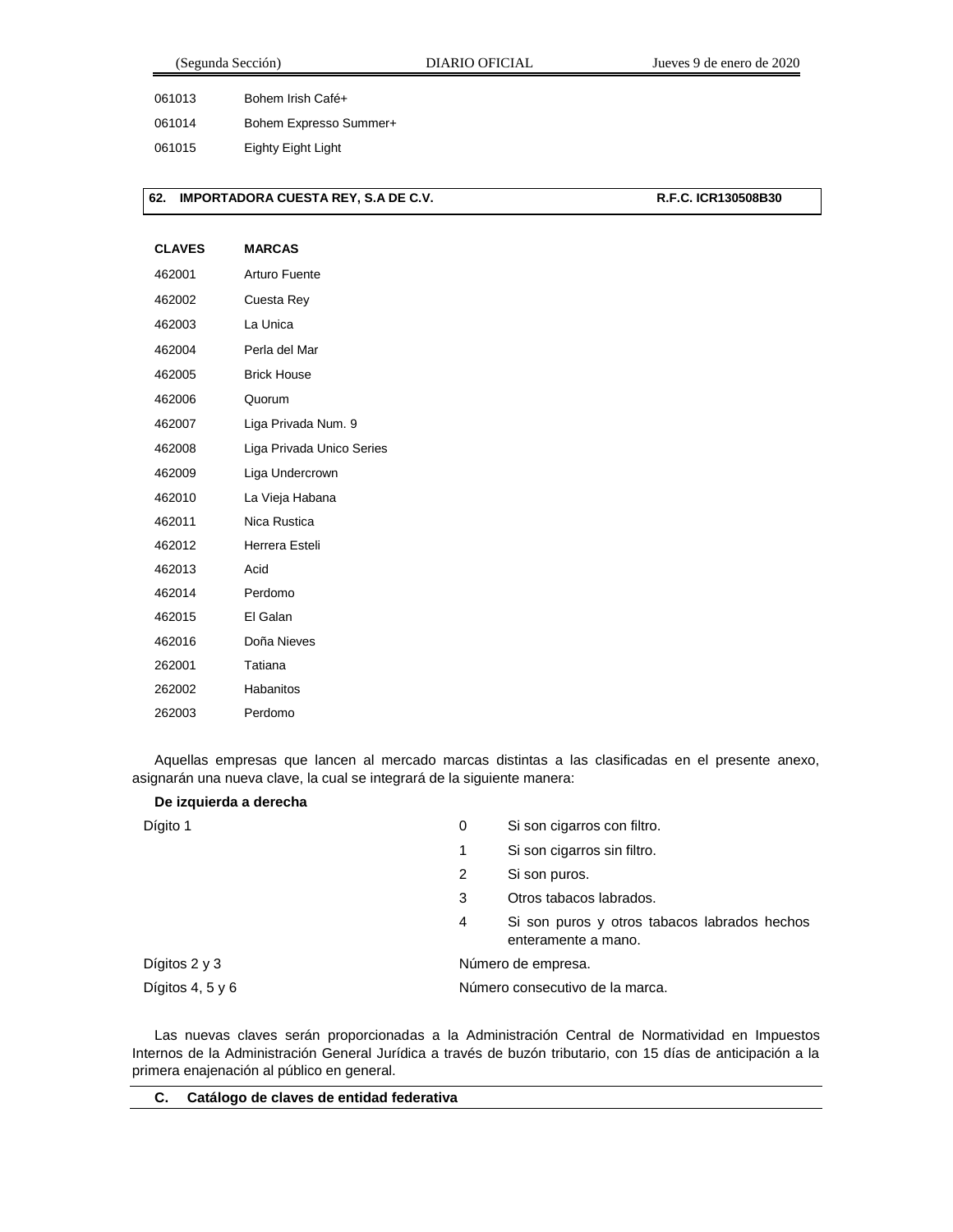| | |
|---|---|
| 061013 | Bohem Irish Café+ |
| 061014 | Bohem Expresso Summer+ |
| 061015 | Eighty Eight Light |

| **62. IMPORTADORA CUESTA REY, S.A DE C.V.** | **R.F.C. ICR130508B30** |
|---|---|

| **CLAVES** | **MARCAS** |
|---|---|
| 462001 | Arturo Fuente |
| 462002 | Cuesta Rey |
| 462003 | La Unica |
| 462004 | Perla del Mar |
| 462005 | Brick House |
| 462006 | Quorum |
| 462007 | Liga Privada Num. 9 |
| 462008 | Liga Privada Unico Series |
| 462009 | Liga Undercrown |
| 462010 | La Vieja Habana |
| 462011 | Nica Rustica |
| 462012 | Herrera Esteli |
| 462013 | Acid |
| 462014 | Perdomo |
| 462015 | El Galan |
| 462016 | Doña Nieves |
| 262001 | Tatiana |
| 262002 | Habanitos |
| 262003 | Perdomo |

Aquellas empresas que lancen al mercado marcas distintas a las clasificadas en el presente anexo, asignarán una nueva clave, la cual se integrará de la siguiente manera:

**De izquierda a derecha**

| | | |
|---|---|---|
| Dígito 1 | 0 | Si son cigarros con filtro. |
| | 1 | Si son cigarros sin filtro. |
| | 2 | Si son puros. |
| | 3 | Otros tabacos labrados. |
| | 4 | Si son puros y otros tabacos labrados hechos enteramente a mano. |
| Dígitos 2 y 3 | Número de empresa. | |
| Dígitos 4, 5 y 6 | Número consecutivo de la marca. | |

Las nuevas claves serán proporcionadas a la Administración Central de Normatividad en Impuestos Internos de la Administración General Jurídica a través de buzón tributario, con 15 días de anticipación a la primera enajenación al público en general.

**C. Catálogo de claves de entidad federativa**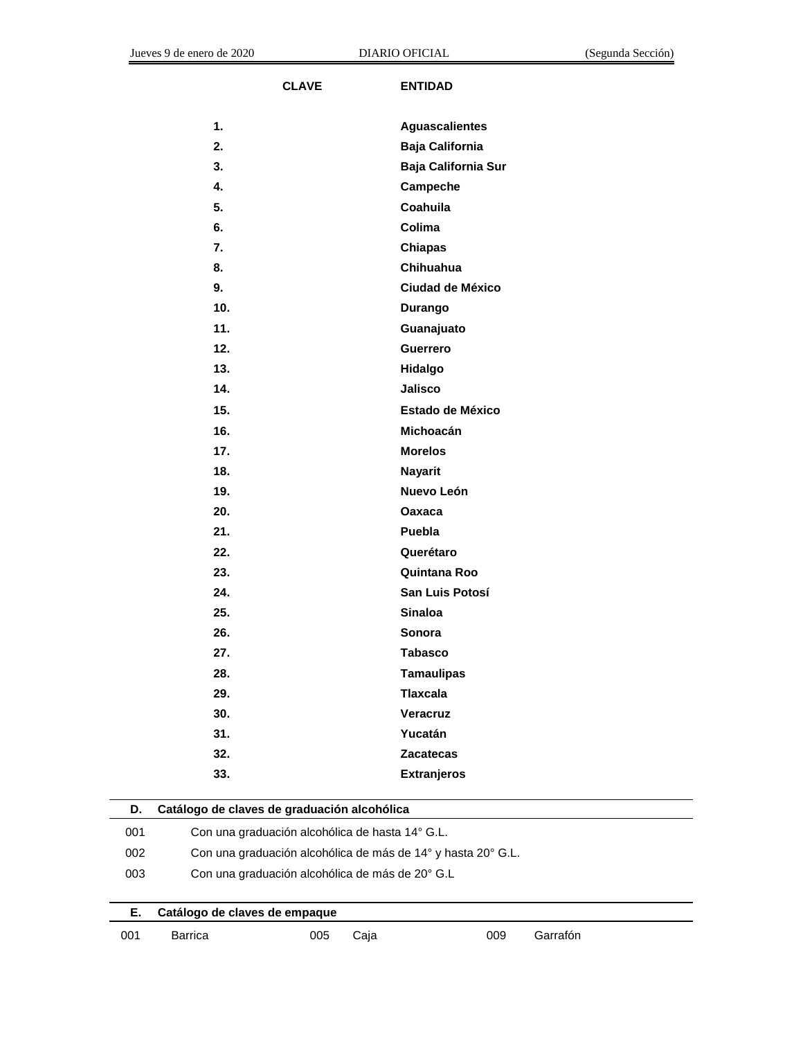| **CLAVE** | **ENTIDAD** |
|---|---|
| **1.** | **Aguascalientes** |
| **2.** | **Baja California** |
| **3.** | **Baja California Sur** |
| **4.** | **Campeche** |
| **5.** | **Coahuila** |
| **6.** | **Colima** |
| **7.** | **Chiapas** |
| **8.** | **Chihuahua** |
| **9.** | **Ciudad de México** |
| **10.** | **Durango** |
| **11.** | **Guanajuato** |
| **12.** | **Guerrero** |
| **13.** | **Hidalgo** |
| **14.** | **Jalisco** |
| **15.** | **Estado de México** |
| **16.** | **Michoacán** |
| **17.** | **Morelos** |
| **18.** | **Nayarit** |
| **19.** | **Nuevo León** |
| **20.** | **Oaxaca** |
| **21.** | **Puebla** |
| **22.** | **Querétaro** |
| **23.** | **Quintana Roo** |
| **24.** | **San Luis Potosí** |
| **25.** | **Sinaloa** |
| **26.** | **Sonora** |
| **27.** | **Tabasco** |
| **28.** | **Tamaulipas** |
| **29.** | **Tlaxcala** |
| **30.** | **Veracruz** |
| **31.** | **Yucatán** |
| **32.** | **Zacatecas** |
| **33.** | **Extranjeros** |

| **D.** | **Catálogo de claves de graduación alcohólica** |
|---|---|
| 001 | Con una graduación alcohólica de hasta 14° G.L. |
| 002 | Con una graduación alcohólica de más de 14° y hasta 20° G.L. |
| 003 | Con una graduación alcohólica de más de 20° G.L |

| **E.** | **Catálogo de claves de empaque** | | | | |
|---|---|---|---|---|---|
| 001 | Barrica | 005 | Caja | 009 | Garrafón |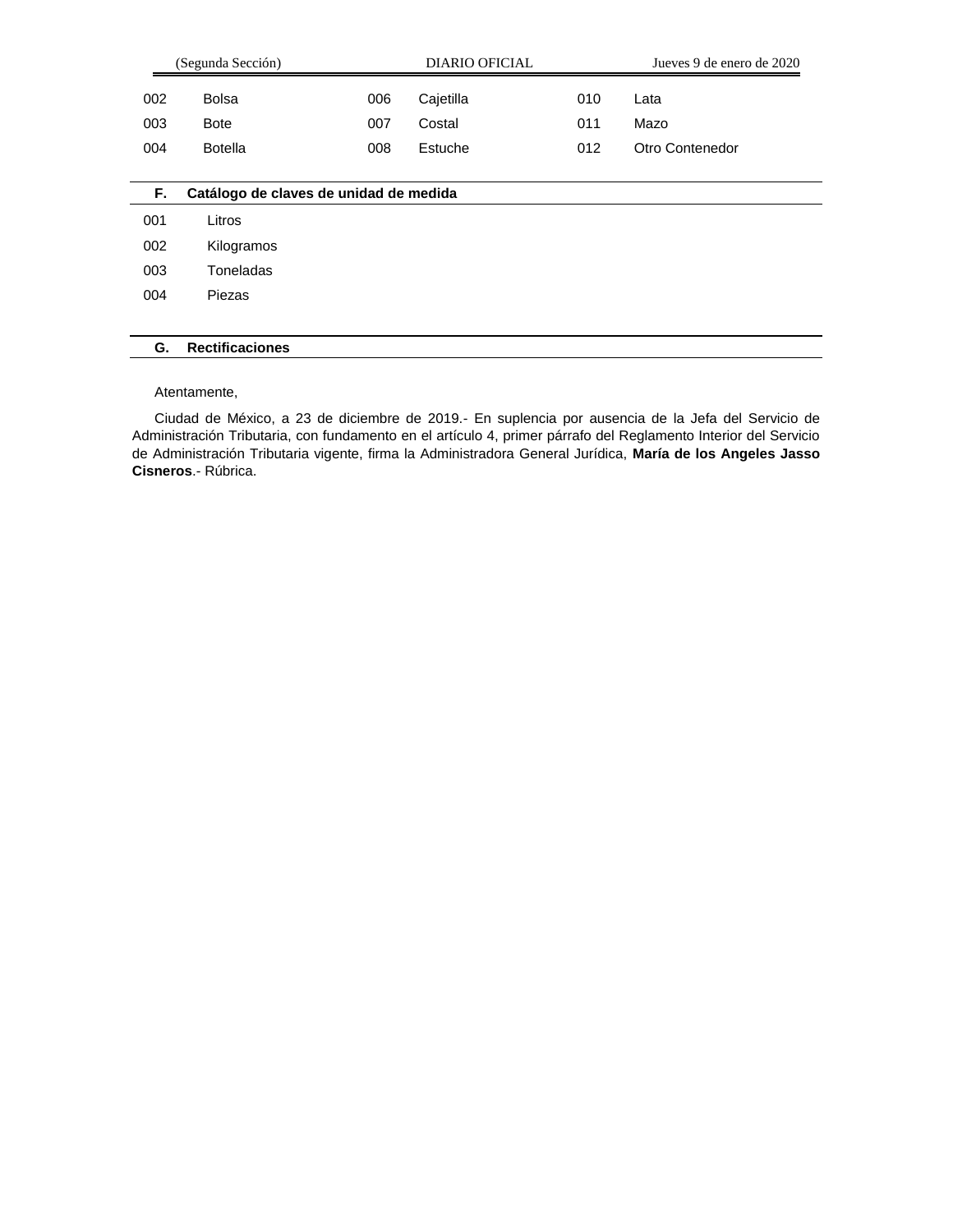| | | | | | |
|---|---|---|---|---|---|
| 002 | Bolsa | 006 | Cajetilla | 010 | Lata |
| 003 | Bote | 007 | Costal | 011 | Mazo |
| 004 | Botella | 008 | Estuche | 012 | Otro Contenedor |

## F. Catálogo de claves de unidad de medida

| | |
|---|---|
| 001 | Litros |
| 002 | Kilogramos |
| 003 | Toneladas |
| 004 | Piezas |

## G. Rectificaciones

Atentamente,

Ciudad de México, a 23 de diciembre de 2019.- En suplencia por ausencia de la Jefa del Servicio de Administración Tributaria, con fundamento en el artículo 4, primer párrafo del Reglamento Interior del Servicio de Administración Tributaria vigente, firma la Administradora General Jurídica, **María de los Angeles Jasso Cisneros**.- Rúbrica.